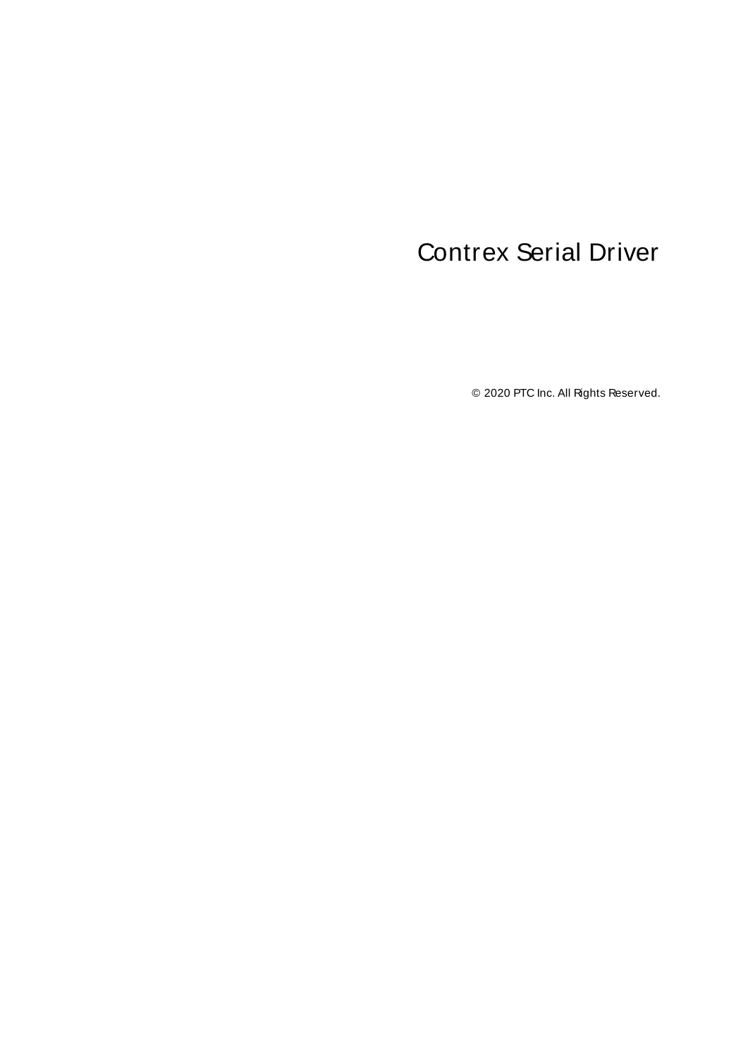# Contrex Serial Driver

© 2020 PTC Inc. All Rights Reserved.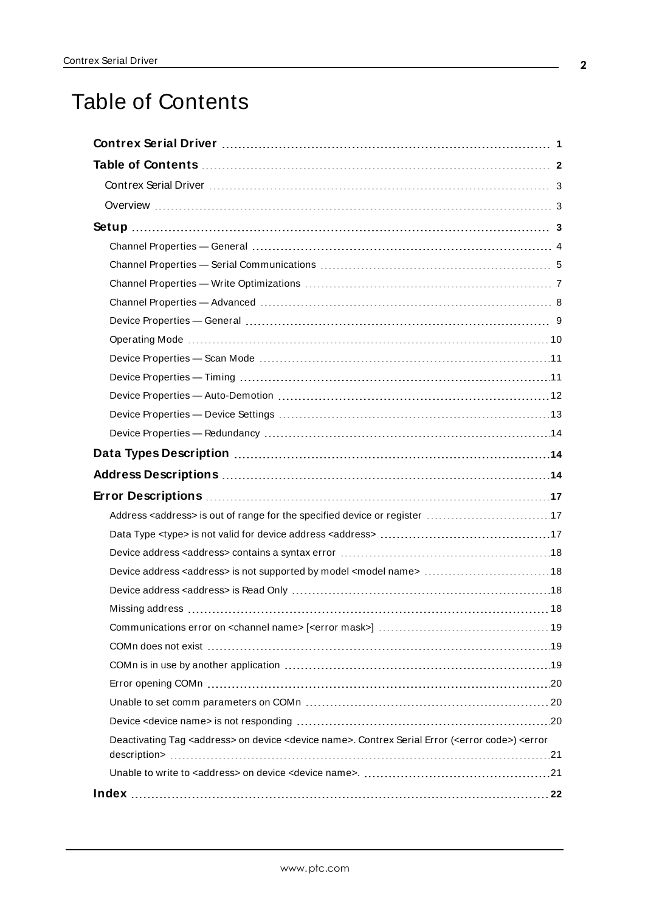# Table of Contents

**Contrex Serial Driver** 1

**Table of Contents** 2

Contrex Serial Driver 3

Overview 3

**Setup** 3

- Channel Properties — General 4
- Channel Properties — Serial Communications 5
- Channel Properties — Write Optimizations 7
- Channel Properties — Advanced 8
- Device Properties — General 9
- Operating Mode 10
- Device Properties — Scan Mode 11
- Device Properties — Timing 11
- Device Properties — Auto-Demotion 12
- Device Properties — Device Settings 13
- Device Properties — Redundancy 14

**Data Types Description** 14

**Address Descriptions** 14

**Error Descriptions** 17

- Address <address> is out of range for the specified device or register 17
- Data Type <type> is not valid for device address <address> 17
- Device address <address> contains a syntax error 18
- Device address <address> is not supported by model <model name> 18
- Device address <address> is Read Only 18
- Missing address 18
- Communications error on <channel name> [<error mask>] 19
- COMn does not exist 19
- COMn is in use by another application 19
- Error opening COMn 20
- Unable to set comm parameters on COMn 20
- Device <device name> is not responding 20
- Deactivating Tag <address> on device <device name>. Contrex Serial Error (<error code>) <error description> 21
- Unable to write to <address> on device <device name>. 21

**Index** 22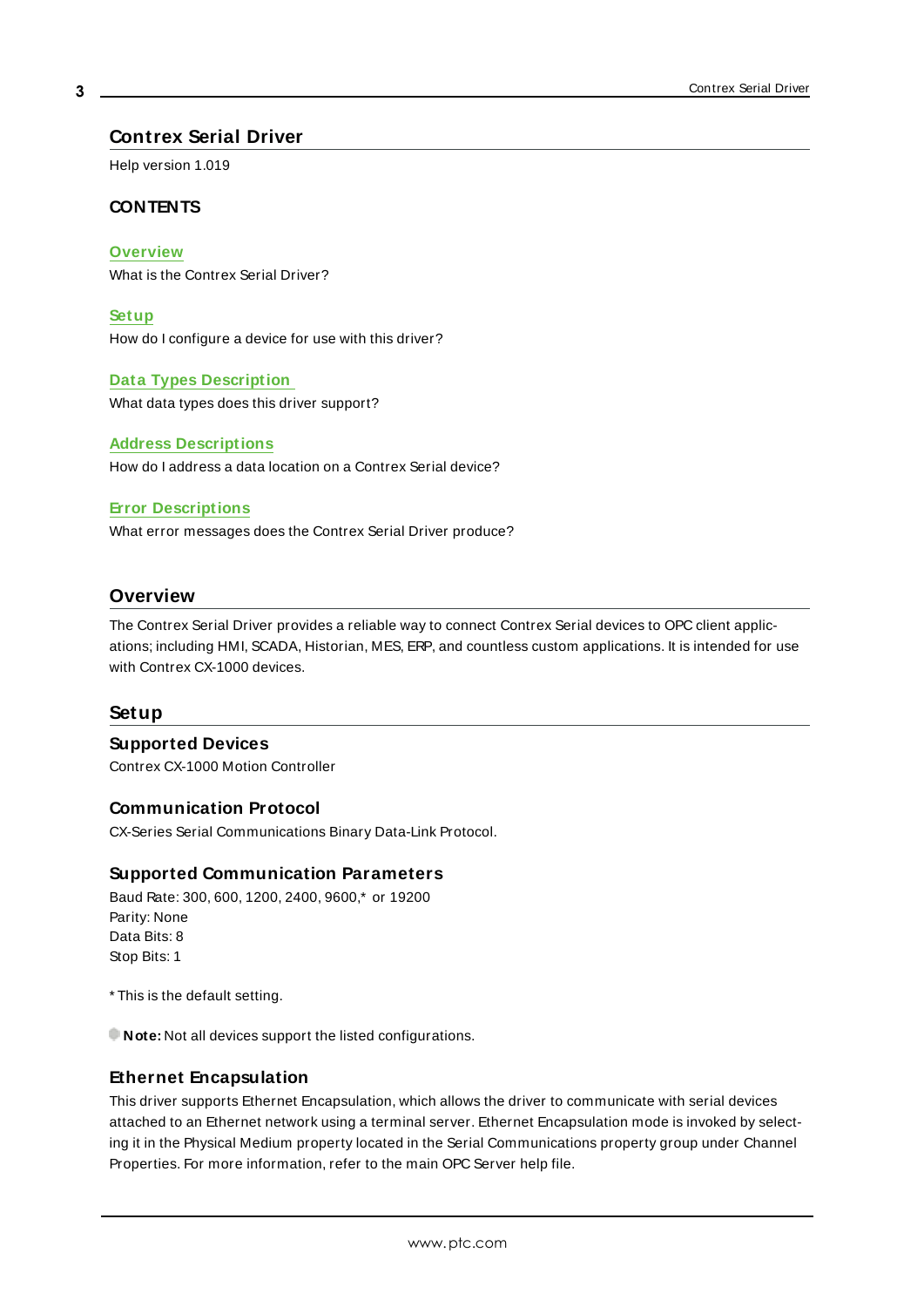# Contrex Serial Driver

Help version 1.019

**CONTENTS**

**Overview**
What is the Contrex Serial Driver?

**Setup**
How do I configure a device for use with this driver?

**Data Types Description**
What data types does this driver support?

**Address Descriptions**
How do I address a data location on a Contrex Serial device?

**Error Descriptions**
What error messages does the Contrex Serial Driver produce?

# Overview

The Contrex Serial Driver provides a reliable way to connect Contrex Serial devices to OPC client applications; including HMI, SCADA, Historian, MES, ERP, and countless custom applications. It is intended for use with Contrex CX-1000 devices.

# Setup

## Supported Devices

Contrex CX-1000 Motion Controller

## Communication Protocol

CX-Series Serial Communications Binary Data-Link Protocol.

## Supported Communication Parameters

Baud Rate: 300, 600, 1200, 2400, 9600,* or 19200
Parity: None
Data Bits: 8
Stop Bits: 1

* This is the default setting.

**Note:** Not all devices support the listed configurations.

## Ethernet Encapsulation

This driver supports Ethernet Encapsulation, which allows the driver to communicate with serial devices attached to an Ethernet network using a terminal server. Ethernet Encapsulation mode is invoked by selecting it in the Physical Medium property located in the Serial Communications property group under Channel Properties. For more information, refer to the main OPC Server help file.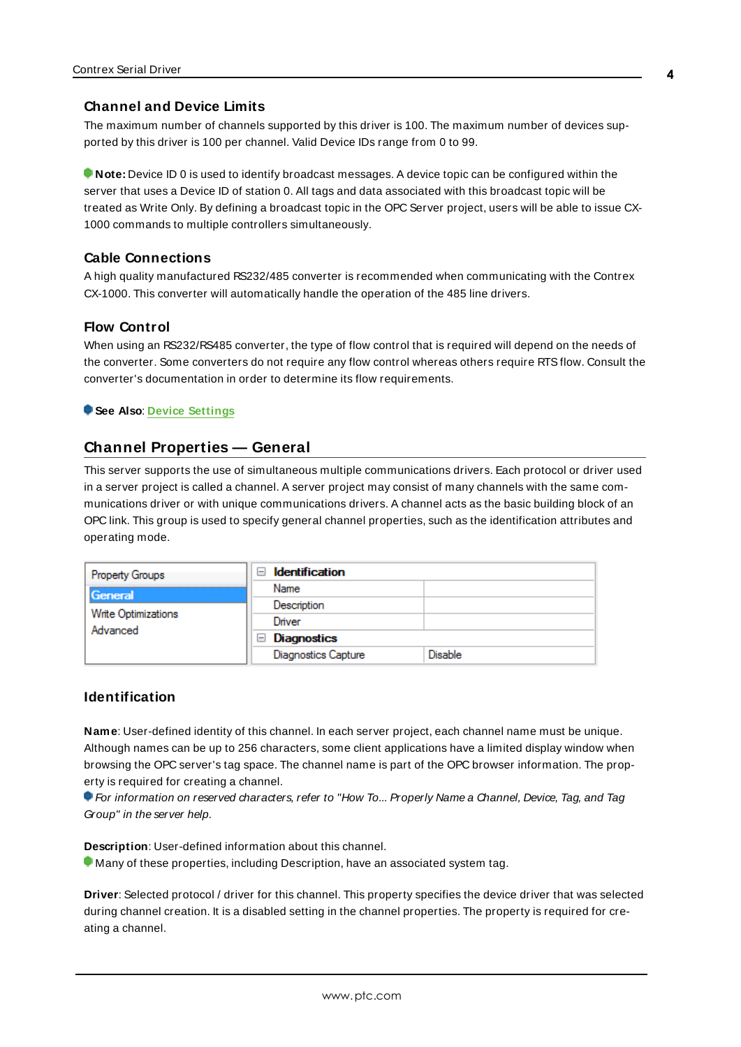### Channel and Device Limits

The maximum number of channels supported by this driver is 100. The maximum number of devices supported by this driver is 100 per channel. Valid Device IDs range from 0 to 99.

**Note:** Device ID 0 is used to identify broadcast messages. A device topic can be configured within the server that uses a Device ID of station 0. All tags and data associated with this broadcast topic will be treated as Write Only. By defining a broadcast topic in the OPC Server project, users will be able to issue CX-1000 commands to multiple controllers simultaneously.

### Cable Connections

A high quality manufactured RS232/485 converter is recommended when communicating with the Contrex CX-1000. This converter will automatically handle the operation of the 485 line drivers.

### Flow Control

When using an RS232/RS485 converter, the type of flow control that is required will depend on the needs of the converter. Some converters do not require any flow control whereas others require RTS flow. Consult the converter's documentation in order to determine its flow requirements.

**See Also**: Device Settings

## Channel Properties — General

This server supports the use of simultaneous multiple communications drivers. Each protocol or driver used in a server project is called a channel. A server project may consist of many channels with the same communications driver or with unique communications drivers. A channel acts as the basic building block of an OPC link. This group is used to specify general channel properties, such as the identification attributes and operating mode.

| Property Groups | Property | Value |
|---|---|---|
| **General** | **Identification** | |
| Write Optimizations | Name | |
| Advanced | Description | |
| | Driver | |
| | **Diagnostics** | |
| | Diagnostics Capture | Disable |

### Identification

**Name**: User-defined identity of this channel. In each server project, each channel name must be unique. Although names can be up to 256 characters, some client applications have a limited display window when browsing the OPC server's tag space. The channel name is part of the OPC browser information. The property is required for creating a channel.

*For information on reserved characters, refer to "How To... Properly Name a Channel, Device, Tag, and Tag Group" in the server help.*

**Description**: User-defined information about this channel.

Many of these properties, including Description, have an associated system tag.

**Driver**: Selected protocol / driver for this channel. This property specifies the device driver that was selected during channel creation. It is a disabled setting in the channel properties. The property is required for creating a channel.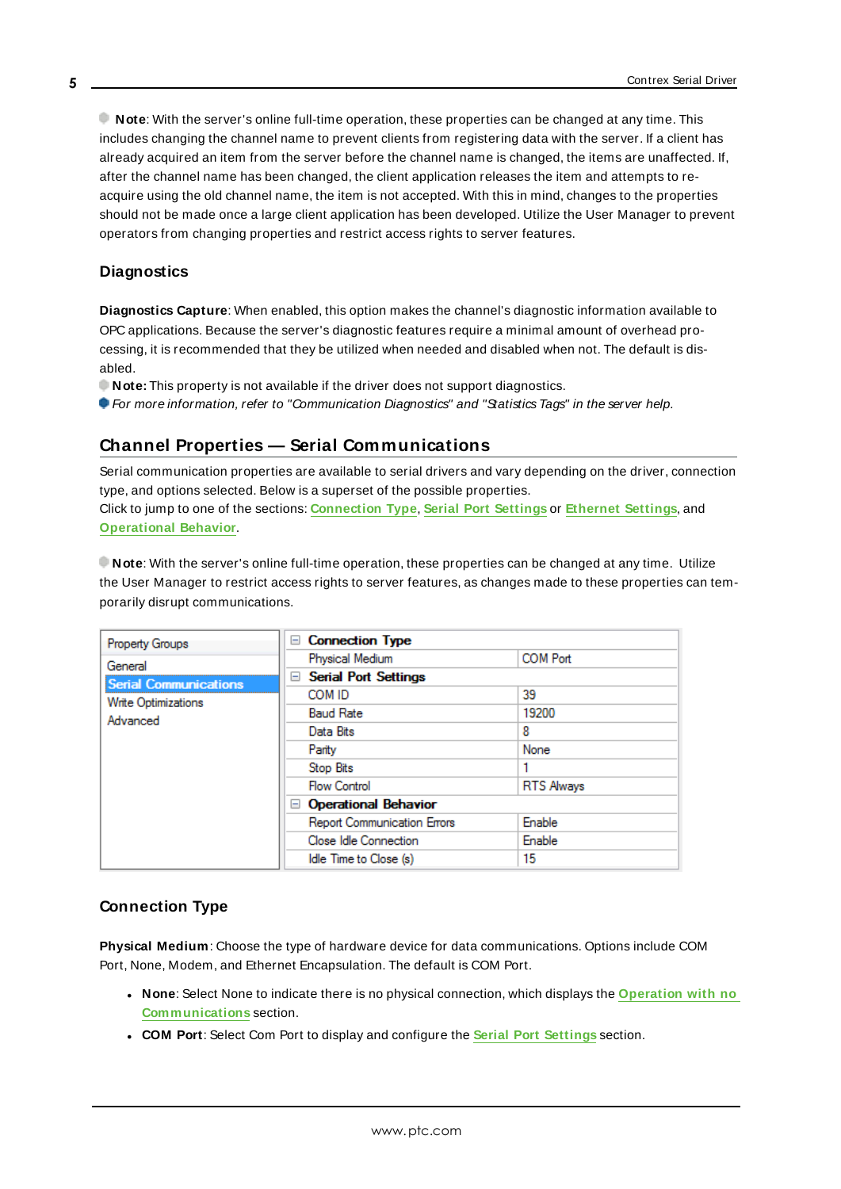**Note**: With the server's online full-time operation, these properties can be changed at any time. This includes changing the channel name to prevent clients from registering data with the server. If a client has already acquired an item from the server before the channel name is changed, the items are unaffected. If, after the channel name has been changed, the client application releases the item and attempts to re-acquire using the old channel name, the item is not accepted. With this in mind, changes to the properties should not be made once a large client application has been developed. Utilize the User Manager to prevent operators from changing properties and restrict access rights to server features.

### Diagnostics

**Diagnostics Capture**: When enabled, this option makes the channel's diagnostic information available to OPC applications. Because the server's diagnostic features require a minimal amount of overhead processing, it is recommended that they be utilized when needed and disabled when not. The default is disabled.

**Note:** This property is not available if the driver does not support diagnostics.

*For more information, refer to "Communication Diagnostics" and "Statistics Tags" in the server help.*

## Channel Properties — Serial Communications

Serial communication properties are available to serial drivers and vary depending on the driver, connection type, and options selected. Below is a superset of the possible properties.

Click to jump to one of the sections: **Connection Type**, **Serial Port Settings** or **Ethernet Settings**, and **Operational Behavior**.

**Note**: With the server's online full-time operation, these properties can be changed at any time. Utilize the User Manager to restrict access rights to server features, as changes made to these properties can temporarily disrupt communications.

| Property Groups | | |
|---|---|---|
| General | **Connection Type** | |
| **Serial Communications** | Physical Medium | COM Port |
| Write Optimizations | **Serial Port Settings** | |
| Advanced | COM ID | 39 |
| | Baud Rate | 19200 |
| | Data Bits | 8 |
| | Parity | None |
| | Stop Bits | 1 |
| | Flow Control | RTS Always |
| | **Operational Behavior** | |
| | Report Communication Errors | Enable |
| | Close Idle Connection | Enable |
| | Idle Time to Close (s) | 15 |

### Connection Type

**Physical Medium**: Choose the type of hardware device for data communications. Options include COM Port, None, Modem, and Ethernet Encapsulation. The default is COM Port.

- **None**: Select None to indicate there is no physical connection, which displays the **Operation with no Communications** section.
- **COM Port**: Select Com Port to display and configure the **Serial Port Settings** section.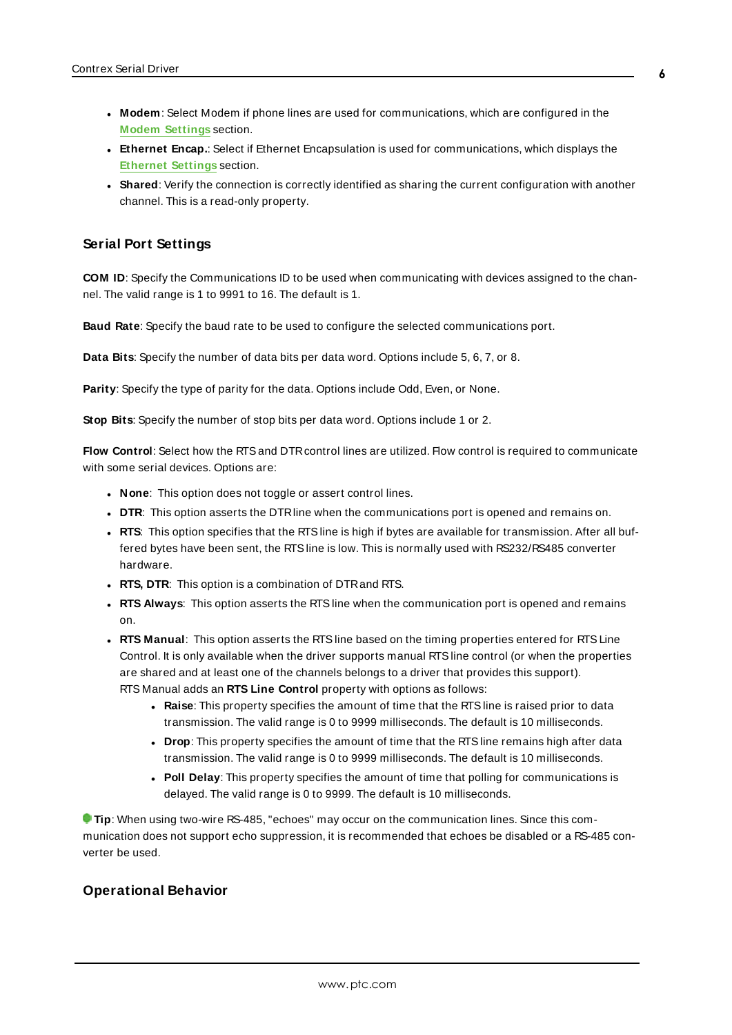- **Modem**: Select Modem if phone lines are used for communications, which are configured in the **Modem Settings** section.
- **Ethernet Encap.**: Select if Ethernet Encapsulation is used for communications, which displays the **Ethernet Settings** section.
- **Shared**: Verify the connection is correctly identified as sharing the current configuration with another channel. This is a read-only property.

### Serial Port Settings

**COM ID**: Specify the Communications ID to be used when communicating with devices assigned to the channel. The valid range is 1 to 9991 to 16. The default is 1.

**Baud Rate**: Specify the baud rate to be used to configure the selected communications port.

**Data Bits**: Specify the number of data bits per data word. Options include 5, 6, 7, or 8.

**Parity**: Specify the type of parity for the data. Options include Odd, Even, or None.

**Stop Bits**: Specify the number of stop bits per data word. Options include 1 or 2.

**Flow Control**: Select how the RTS and DTR control lines are utilized. Flow control is required to communicate with some serial devices. Options are:

- **None**: This option does not toggle or assert control lines.
- **DTR**: This option asserts the DTR line when the communications port is opened and remains on.
- **RTS**: This option specifies that the RTS line is high if bytes are available for transmission. After all buffered bytes have been sent, the RTS line is low. This is normally used with RS232/RS485 converter hardware.
- **RTS, DTR**: This option is a combination of DTR and RTS.
- **RTS Always**: This option asserts the RTS line when the communication port is opened and remains on.
- **RTS Manual**: This option asserts the RTS line based on the timing properties entered for RTS Line Control. It is only available when the driver supports manual RTS line control (or when the properties are shared and at least one of the channels belongs to a driver that provides this support). RTS Manual adds an **RTS Line Control** property with options as follows:
  - **Raise**: This property specifies the amount of time that the RTS line is raised prior to data transmission. The valid range is 0 to 9999 milliseconds. The default is 10 milliseconds.
  - **Drop**: This property specifies the amount of time that the RTS line remains high after data transmission. The valid range is 0 to 9999 milliseconds. The default is 10 milliseconds.
  - **Poll Delay**: This property specifies the amount of time that polling for communications is delayed. The valid range is 0 to 9999. The default is 10 milliseconds.

**Tip**: When using two-wire RS-485, "echoes" may occur on the communication lines. Since this communication does not support echo suppression, it is recommended that echoes be disabled or a RS-485 converter be used.

### Operational Behavior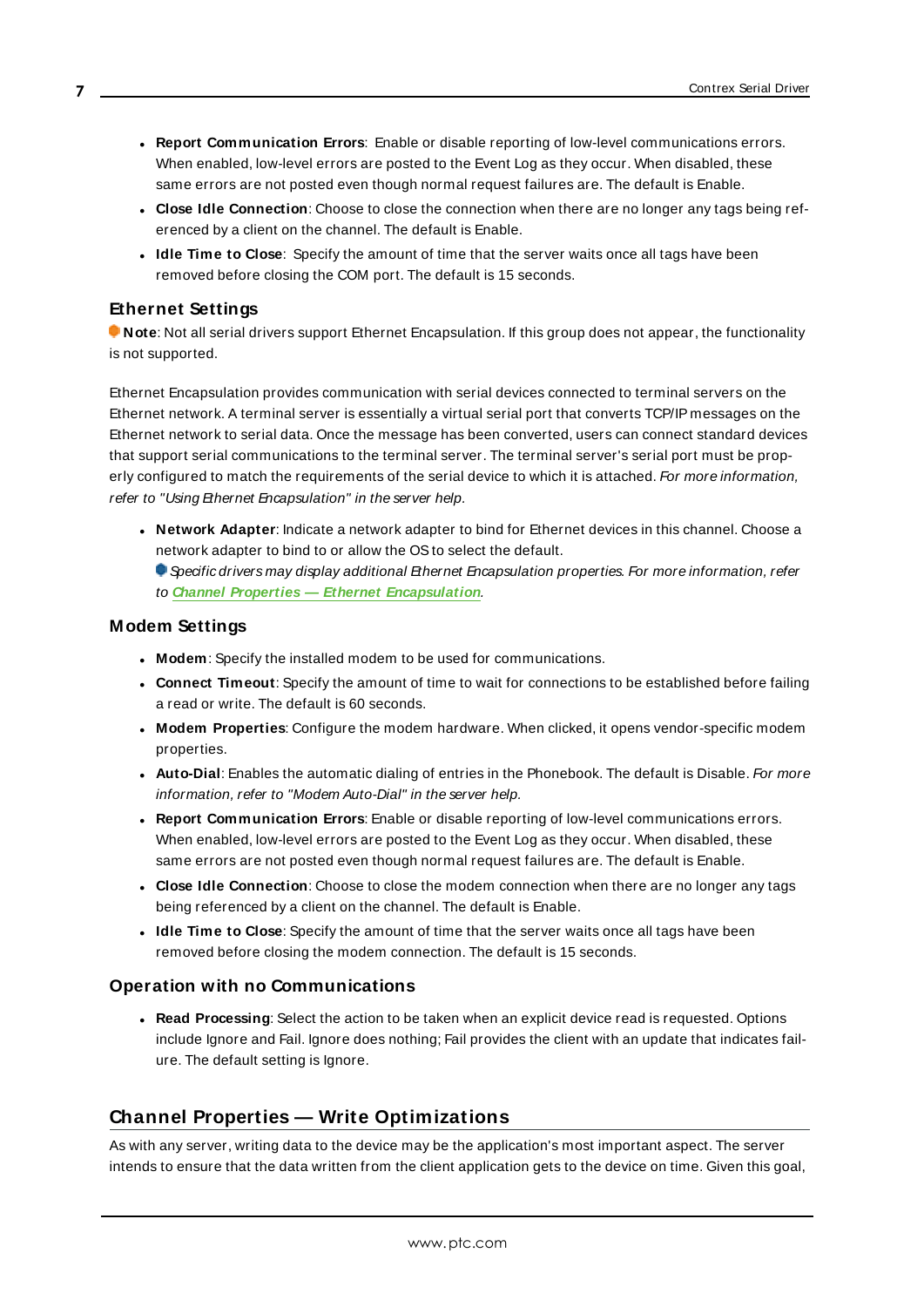- **Report Communication Errors**: Enable or disable reporting of low-level communications errors. When enabled, low-level errors are posted to the Event Log as they occur. When disabled, these same errors are not posted even though normal request failures are. The default is Enable.
- **Close Idle Connection**: Choose to close the connection when there are no longer any tags being referenced by a client on the channel. The default is Enable.
- **Idle Time to Close**: Specify the amount of time that the server waits once all tags have been removed before closing the COM port. The default is 15 seconds.

### Ethernet Settings

**Note**: Not all serial drivers support Ethernet Encapsulation. If this group does not appear, the functionality is not supported.

Ethernet Encapsulation provides communication with serial devices connected to terminal servers on the Ethernet network. A terminal server is essentially a virtual serial port that converts TCP/IP messages on the Ethernet network to serial data. Once the message has been converted, users can connect standard devices that support serial communications to the terminal server. The terminal server's serial port must be properly configured to match the requirements of the serial device to which it is attached. *For more information, refer to "Using Ethernet Encapsulation" in the server help.*

- **Network Adapter**: Indicate a network adapter to bind for Ethernet devices in this channel. Choose a network adapter to bind to or allow the OS to select the default.
  *Specific drivers may display additional Ethernet Encapsulation properties. For more information, refer to **Channel Properties — Ethernet Encapsulation**.*

### Modem Settings

- **Modem**: Specify the installed modem to be used for communications.
- **Connect Timeout**: Specify the amount of time to wait for connections to be established before failing a read or write. The default is 60 seconds.
- **Modem Properties**: Configure the modem hardware. When clicked, it opens vendor-specific modem properties.
- **Auto-Dial**: Enables the automatic dialing of entries in the Phonebook. The default is Disable. *For more information, refer to "Modem Auto-Dial" in the server help.*
- **Report Communication Errors**: Enable or disable reporting of low-level communications errors. When enabled, low-level errors are posted to the Event Log as they occur. When disabled, these same errors are not posted even though normal request failures are. The default is Enable.
- **Close Idle Connection**: Choose to close the modem connection when there are no longer any tags being referenced by a client on the channel. The default is Enable.
- **Idle Time to Close**: Specify the amount of time that the server waits once all tags have been removed before closing the modem connection. The default is 15 seconds.

### Operation with no Communications

- **Read Processing**: Select the action to be taken when an explicit device read is requested. Options include Ignore and Fail. Ignore does nothing; Fail provides the client with an update that indicates failure. The default setting is Ignore.

## Channel Properties — Write Optimizations

As with any server, writing data to the device may be the application's most important aspect. The server intends to ensure that the data written from the client application gets to the device on time. Given this goal,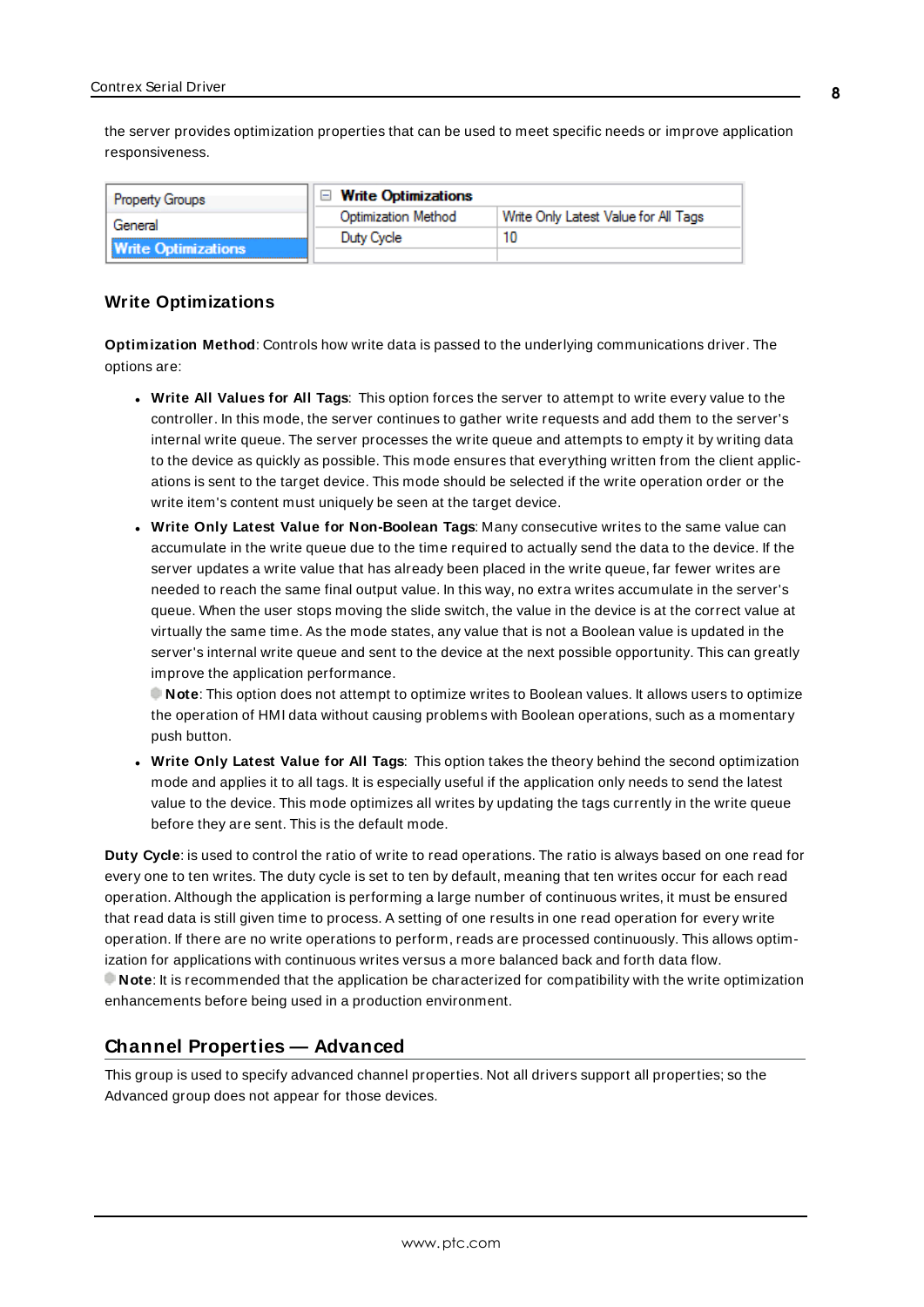the server provides optimization properties that can be used to meet specific needs or improve application responsiveness.

| Property Groups | Write Optimizations | |
|---|---|---|
| General | Optimization Method | Write Only Latest Value for All Tags |
| Write Optimizations | Duty Cycle | 10 |

### Write Optimizations

**Optimization Method**: Controls how write data is passed to the underlying communications driver. The options are:

- **Write All Values for All Tags**: This option forces the server to attempt to write every value to the controller. In this mode, the server continues to gather write requests and add them to the server's internal write queue. The server processes the write queue and attempts to empty it by writing data to the device as quickly as possible. This mode ensures that everything written from the client applications is sent to the target device. This mode should be selected if the write operation order or the write item's content must uniquely be seen at the target device.
- **Write Only Latest Value for Non-Boolean Tags**: Many consecutive writes to the same value can accumulate in the write queue due to the time required to actually send the data to the device. If the server updates a write value that has already been placed in the write queue, far fewer writes are needed to reach the same final output value. In this way, no extra writes accumulate in the server's queue. When the user stops moving the slide switch, the value in the device is at the correct value at virtually the same time. As the mode states, any value that is not a Boolean value is updated in the server's internal write queue and sent to the device at the next possible opportunity. This can greatly improve the application performance.
 **Note**: This option does not attempt to optimize writes to Boolean values. It allows users to optimize the operation of HMI data without causing problems with Boolean operations, such as a momentary push button.
- **Write Only Latest Value for All Tags**: This option takes the theory behind the second optimization mode and applies it to all tags. It is especially useful if the application only needs to send the latest value to the device. This mode optimizes all writes by updating the tags currently in the write queue before they are sent. This is the default mode.

**Duty Cycle**: is used to control the ratio of write to read operations. The ratio is always based on one read for every one to ten writes. The duty cycle is set to ten by default, meaning that ten writes occur for each read operation. Although the application is performing a large number of continuous writes, it must be ensured that read data is still given time to process. A setting of one results in one read operation for every write operation. If there are no write operations to perform, reads are processed continuously. This allows optimization for applications with continuous writes versus a more balanced back and forth data flow.
**Note**: It is recommended that the application be characterized for compatibility with the write optimization enhancements before being used in a production environment.

## Channel Properties — Advanced

This group is used to specify advanced channel properties. Not all drivers support all properties; so the Advanced group does not appear for those devices.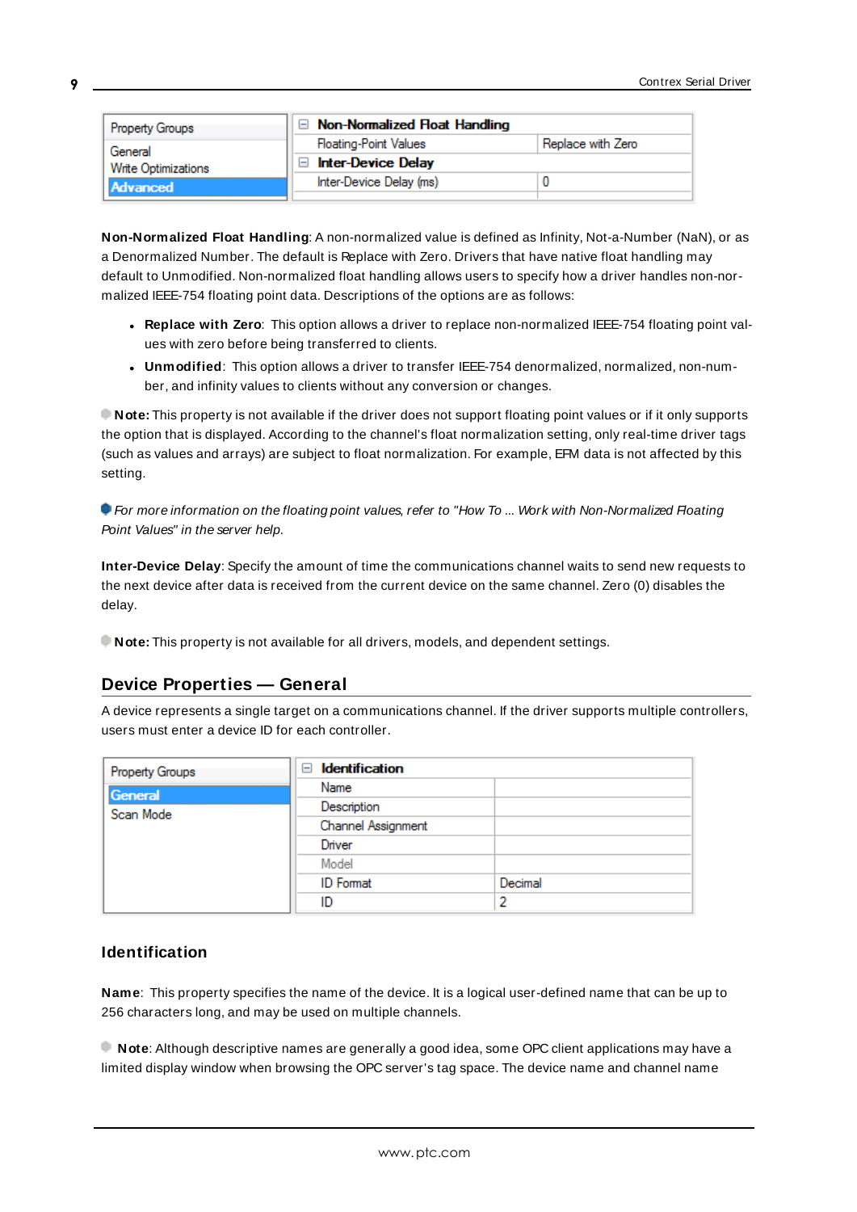| Property Groups | Non-Normalized Float Handling | |
|---|---|---|
| General | Floating-Point Values | Replace with Zero |
| Write Optimizations | Inter-Device Delay | |
| Advanced | Inter-Device Delay (ms) | 0 |

**Non-Normalized Float Handling**: A non-normalized value is defined as Infinity, Not-a-Number (NaN), or as a Denormalized Number. The default is Replace with Zero. Drivers that have native float handling may default to Unmodified. Non-normalized float handling allows users to specify how a driver handles non-normalized IEEE-754 floating point data. Descriptions of the options are as follows:

- **Replace with Zero**: This option allows a driver to replace non-normalized IEEE-754 floating point values with zero before being transferred to clients.
- **Unmodified**: This option allows a driver to transfer IEEE-754 denormalized, normalized, non-number, and infinity values to clients without any conversion or changes.

**Note:** This property is not available if the driver does not support floating point values or if it only supports the option that is displayed. According to the channel's float normalization setting, only real-time driver tags (such as values and arrays) are subject to float normalization. For example, EFM data is not affected by this setting.

*For more information on the floating point values, refer to "How To ... Work with Non-Normalized Floating Point Values" in the server help.*

**Inter-Device Delay**: Specify the amount of time the communications channel waits to send new requests to the next device after data is received from the current device on the same channel. Zero (0) disables the delay.

**Note:** This property is not available for all drivers, models, and dependent settings.

## Device Properties — General

A device represents a single target on a communications channel. If the driver supports multiple controllers, users must enter a device ID for each controller.

| Property Groups | Identification | |
|---|---|---|
| General | Name | |
| Scan Mode | Description | |
| | Channel Assignment | |
| | Driver | |
| | Model | |
| | ID Format | Decimal |
| | ID | 2 |

### Identification

**Name**: This property specifies the name of the device. It is a logical user-defined name that can be up to 256 characters long, and may be used on multiple channels.

**Note**: Although descriptive names are generally a good idea, some OPC client applications may have a limited display window when browsing the OPC server's tag space. The device name and channel name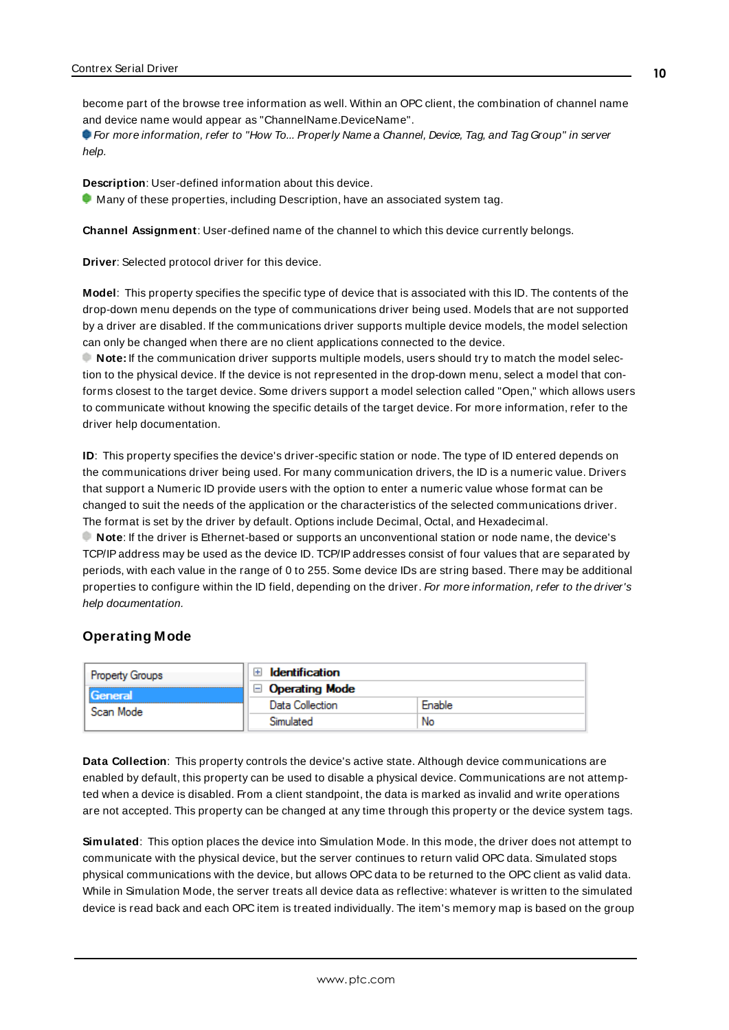become part of the browse tree information as well. Within an OPC client, the combination of channel name and device name would appear as "ChannelName.DeviceName".

*For more information, refer to "How To... Properly Name a Channel, Device, Tag, and Tag Group" in server help.*

**Description**: User-defined information about this device.

Many of these properties, including Description, have an associated system tag.

**Channel Assignment**: User-defined name of the channel to which this device currently belongs.

**Driver**: Selected protocol driver for this device.

**Model**: This property specifies the specific type of device that is associated with this ID. The contents of the drop-down menu depends on the type of communications driver being used. Models that are not supported by a driver are disabled. If the communications driver supports multiple device models, the model selection can only be changed when there are no client applications connected to the device.

**Note:** If the communication driver supports multiple models, users should try to match the model selection to the physical device. If the device is not represented in the drop-down menu, select a model that conforms closest to the target device. Some drivers support a model selection called "Open," which allows users to communicate without knowing the specific details of the target device. For more information, refer to the driver help documentation.

**ID**: This property specifies the device's driver-specific station or node. The type of ID entered depends on the communications driver being used. For many communication drivers, the ID is a numeric value. Drivers that support a Numeric ID provide users with the option to enter a numeric value whose format can be changed to suit the needs of the application or the characteristics of the selected communications driver. The format is set by the driver by default. Options include Decimal, Octal, and Hexadecimal.

**Note**: If the driver is Ethernet-based or supports an unconventional station or node name, the device's TCP/IP address may be used as the device ID. TCP/IP addresses consist of four values that are separated by periods, with each value in the range of 0 to 255. Some device IDs are string based. There may be additional properties to configure within the ID field, depending on the driver. *For more information, refer to the driver's help documentation.*

## Operating Mode

| Property Groups | |
|---|---|
| General | |
| Scan Mode | |

| ⊞ **Identification** | |
|---|---|
| ⊟ **Operating Mode** | |
| Data Collection | Enable |
| Simulated | No |

**Data Collection**: This property controls the device's active state. Although device communications are enabled by default, this property can be used to disable a physical device. Communications are not attempted when a device is disabled. From a client standpoint, the data is marked as invalid and write operations are not accepted. This property can be changed at any time through this property or the device system tags.

**Simulated**: This option places the device into Simulation Mode. In this mode, the driver does not attempt to communicate with the physical device, but the server continues to return valid OPC data. Simulated stops physical communications with the device, but allows OPC data to be returned to the OPC client as valid data. While in Simulation Mode, the server treats all device data as reflective: whatever is written to the simulated device is read back and each OPC item is treated individually. The item's memory map is based on the group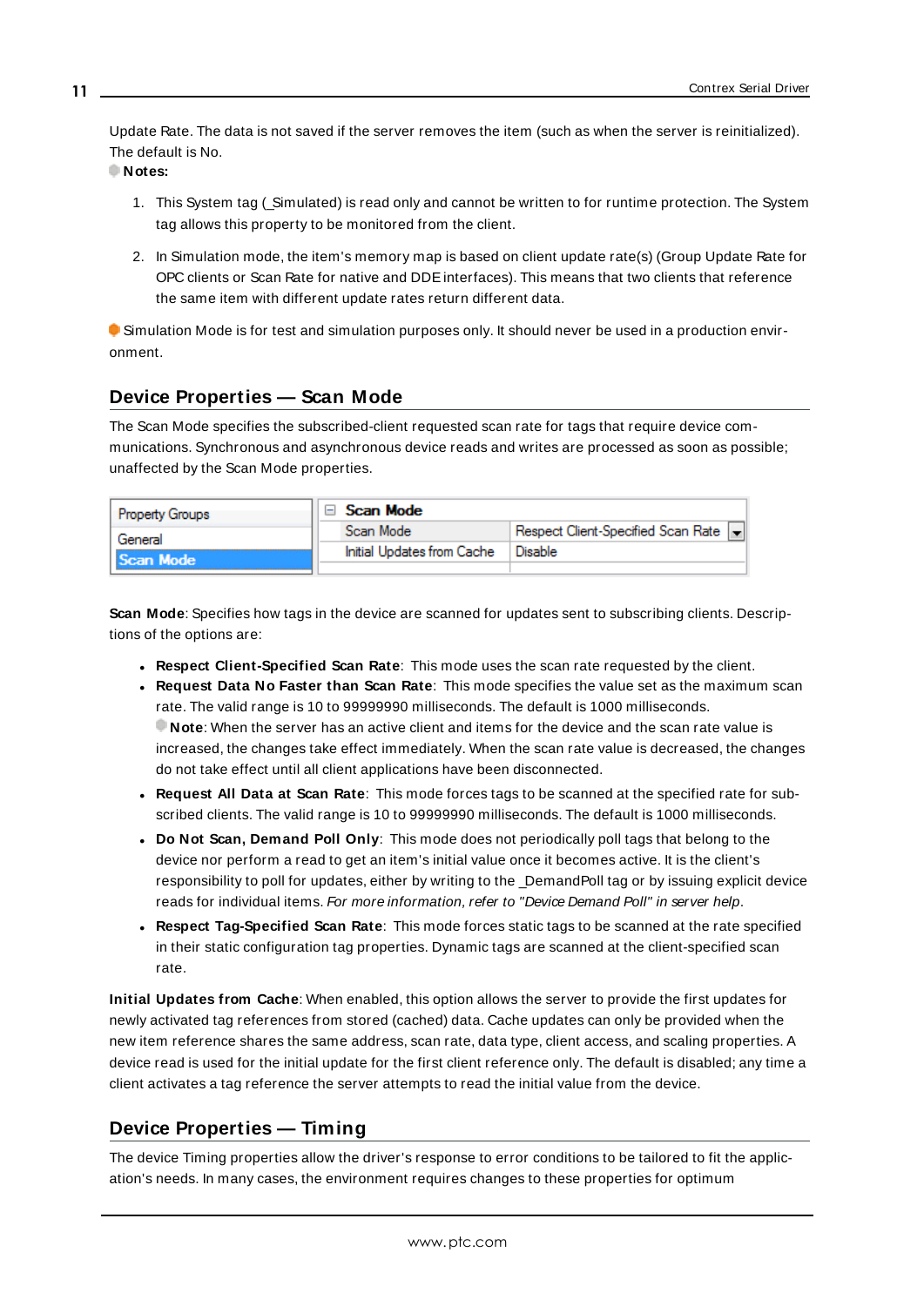Update Rate. The data is not saved if the server removes the item (such as when the server is reinitialized). The default is No.

**Notes:**

1. This System tag (_Simulated) is read only and cannot be written to for runtime protection. The System tag allows this property to be monitored from the client.
2. In Simulation mode, the item's memory map is based on client update rate(s) (Group Update Rate for OPC clients or Scan Rate for native and DDE interfaces). This means that two clients that reference the same item with different update rates return different data.

Simulation Mode is for test and simulation purposes only. It should never be used in a production environment.

## Device Properties — Scan Mode

The Scan Mode specifies the subscribed-client requested scan rate for tags that require device communications. Synchronous and asynchronous device reads and writes are processed as soon as possible; unaffected by the Scan Mode properties.

| Property Groups | Scan Mode | |
|---|---|---|
| General | Scan Mode | Respect Client-Specified Scan Rate |
| Scan Mode | Initial Updates from Cache | Disable |

**Scan Mode**: Specifies how tags in the device are scanned for updates sent to subscribing clients. Descriptions of the options are:

- **Respect Client-Specified Scan Rate**: This mode uses the scan rate requested by the client.
- **Request Data No Faster than Scan Rate**: This mode specifies the value set as the maximum scan rate. The valid range is 10 to 99999990 milliseconds. The default is 1000 milliseconds.
  **Note**: When the server has an active client and items for the device and the scan rate value is increased, the changes take effect immediately. When the scan rate value is decreased, the changes do not take effect until all client applications have been disconnected.
- **Request All Data at Scan Rate**: This mode forces tags to be scanned at the specified rate for subscribed clients. The valid range is 10 to 99999990 milliseconds. The default is 1000 milliseconds.
- **Do Not Scan, Demand Poll Only**: This mode does not periodically poll tags that belong to the device nor perform a read to get an item's initial value once it becomes active. It is the client's responsibility to poll for updates, either by writing to the _DemandPoll tag or by issuing explicit device reads for individual items. *For more information, refer to "Device Demand Poll" in server help*.
- **Respect Tag-Specified Scan Rate**: This mode forces static tags to be scanned at the rate specified in their static configuration tag properties. Dynamic tags are scanned at the client-specified scan rate.

**Initial Updates from Cache**: When enabled, this option allows the server to provide the first updates for newly activated tag references from stored (cached) data. Cache updates can only be provided when the new item reference shares the same address, scan rate, data type, client access, and scaling properties. A device read is used for the initial update for the first client reference only. The default is disabled; any time a client activates a tag reference the server attempts to read the initial value from the device.

## Device Properties — Timing

The device Timing properties allow the driver's response to error conditions to be tailored to fit the application's needs. In many cases, the environment requires changes to these properties for optimum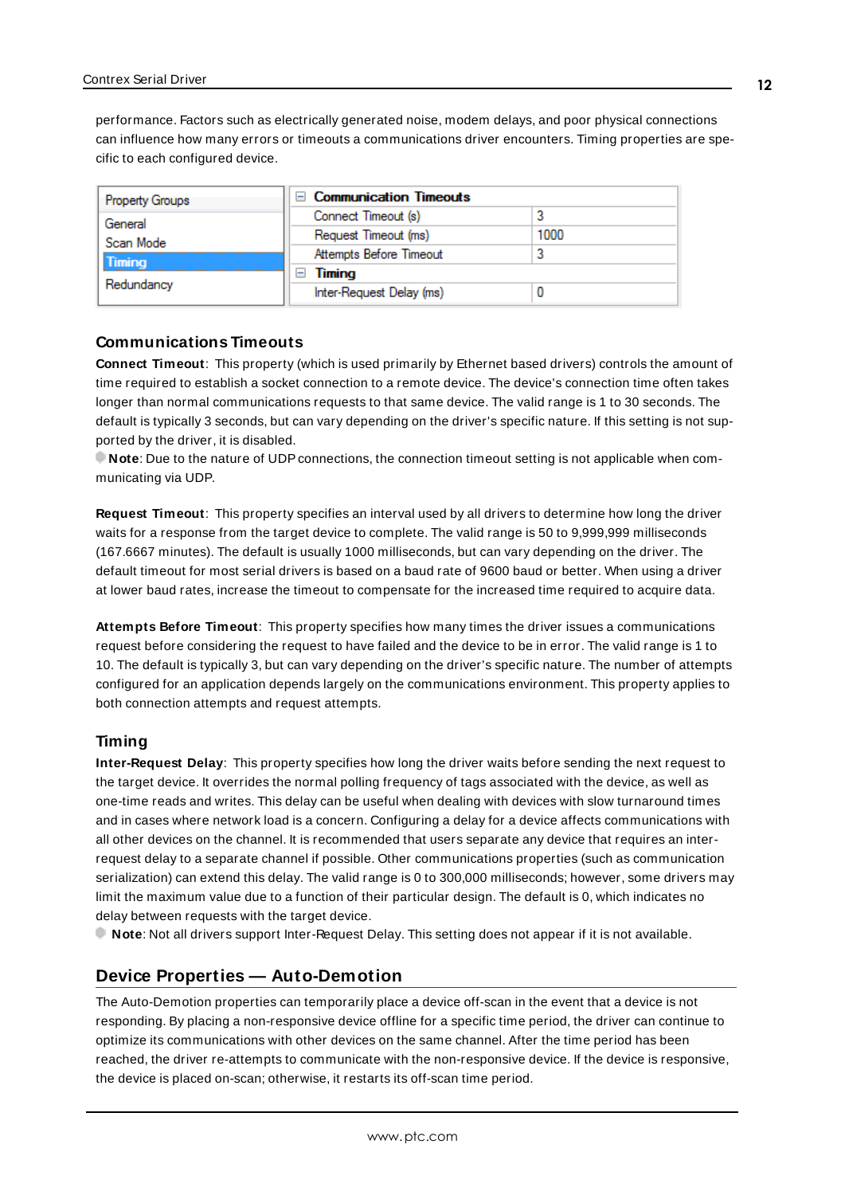performance. Factors such as electrically generated noise, modem delays, and poor physical connections can influence how many errors or timeouts a communications driver encounters. Timing properties are specific to each configured device.

| Property Groups | Communication Timeouts | |
|---|---|---|
| General | Connect Timeout (s) | 3 |
| Scan Mode | Request Timeout (ms) | 1000 |
| **Timing** | Attempts Before Timeout | 3 |
| Redundancy | **Timing** | |
| | Inter-Request Delay (ms) | 0 |

### Communications Timeouts

**Connect Timeout**: This property (which is used primarily by Ethernet based drivers) controls the amount of time required to establish a socket connection to a remote device. The device's connection time often takes longer than normal communications requests to that same device. The valid range is 1 to 30 seconds. The default is typically 3 seconds, but can vary depending on the driver's specific nature. If this setting is not supported by the driver, it is disabled.

**Note**: Due to the nature of UDP connections, the connection timeout setting is not applicable when communicating via UDP.

**Request Timeout**: This property specifies an interval used by all drivers to determine how long the driver waits for a response from the target device to complete. The valid range is 50 to 9,999,999 milliseconds (167.6667 minutes). The default is usually 1000 milliseconds, but can vary depending on the driver. The default timeout for most serial drivers is based on a baud rate of 9600 baud or better. When using a driver at lower baud rates, increase the timeout to compensate for the increased time required to acquire data.

**Attempts Before Timeout**: This property specifies how many times the driver issues a communications request before considering the request to have failed and the device to be in error. The valid range is 1 to 10. The default is typically 3, but can vary depending on the driver's specific nature. The number of attempts configured for an application depends largely on the communications environment. This property applies to both connection attempts and request attempts.

### Timing

**Inter-Request Delay**: This property specifies how long the driver waits before sending the next request to the target device. It overrides the normal polling frequency of tags associated with the device, as well as one-time reads and writes. This delay can be useful when dealing with devices with slow turnaround times and in cases where network load is a concern. Configuring a delay for a device affects communications with all other devices on the channel. It is recommended that users separate any device that requires an inter-request delay to a separate channel if possible. Other communications properties (such as communication serialization) can extend this delay. The valid range is 0 to 300,000 milliseconds; however, some drivers may limit the maximum value due to a function of their particular design. The default is 0, which indicates no delay between requests with the target device.

**Note**: Not all drivers support Inter-Request Delay. This setting does not appear if it is not available.

## Device Properties — Auto-Demotion

The Auto-Demotion properties can temporarily place a device off-scan in the event that a device is not responding. By placing a non-responsive device offline for a specific time period, the driver can continue to optimize its communications with other devices on the same channel. After the time period has been reached, the driver re-attempts to communicate with the non-responsive device. If the device is responsive, the device is placed on-scan; otherwise, it restarts its off-scan time period.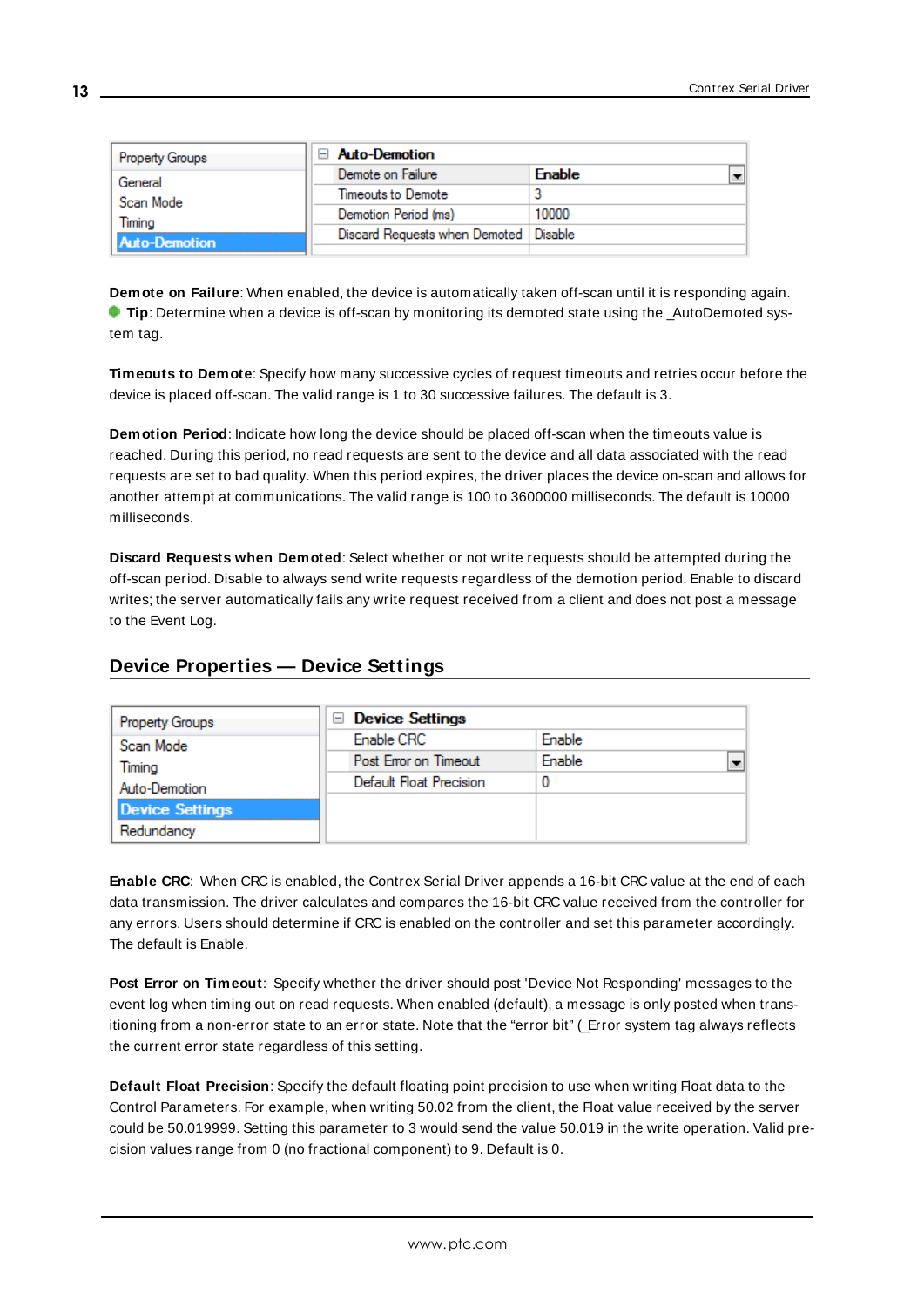| Property Groups | Auto-Demotion | |
|---|---|---|
| General | Demote on Failure | Enable |
| Scan Mode | Timeouts to Demote | 3 |
| Timing | Demotion Period (ms) | 10000 |
| Auto-Demotion | Discard Requests when Demoted | Disable |

**Demote on Failure**: When enabled, the device is automatically taken off-scan until it is responding again.
**Tip**: Determine when a device is off-scan by monitoring its demoted state using the _AutoDemoted system tag.

**Timeouts to Demote**: Specify how many successive cycles of request timeouts and retries occur before the device is placed off-scan. The valid range is 1 to 30 successive failures. The default is 3.

**Demotion Period**: Indicate how long the device should be placed off-scan when the timeouts value is reached. During this period, no read requests are sent to the device and all data associated with the read requests are set to bad quality. When this period expires, the driver places the device on-scan and allows for another attempt at communications. The valid range is 100 to 3600000 milliseconds. The default is 10000 milliseconds.

**Discard Requests when Demoted**: Select whether or not write requests should be attempted during the off-scan period. Disable to always send write requests regardless of the demotion period. Enable to discard writes; the server automatically fails any write request received from a client and does not post a message to the Event Log.

## Device Properties — Device Settings

| Property Groups | Device Settings | |
|---|---|---|
| Scan Mode | Enable CRC | Enable |
| Timing | Post Error on Timeout | Enable |
| Auto-Demotion | Default Float Precision | 0 |
| Device Settings | | |
| Redundancy | | |

**Enable CRC**: When CRC is enabled, the Contrex Serial Driver appends a 16-bit CRC value at the end of each data transmission. The driver calculates and compares the 16-bit CRC value received from the controller for any errors. Users should determine if CRC is enabled on the controller and set this parameter accordingly. The default is Enable.

**Post Error on Timeout**: Specify whether the driver should post 'Device Not Responding' messages to the event log when timing out on read requests. When enabled (default), a message is only posted when transitioning from a non-error state to an error state. Note that the "error bit" (_Error system tag always reflects the current error state regardless of this setting.

**Default Float Precision**: Specify the default floating point precision to use when writing Float data to the Control Parameters. For example, when writing 50.02 from the client, the Float value received by the server could be 50.019999. Setting this parameter to 3 would send the value 50.019 in the write operation. Valid precision values range from 0 (no fractional component) to 9. Default is 0.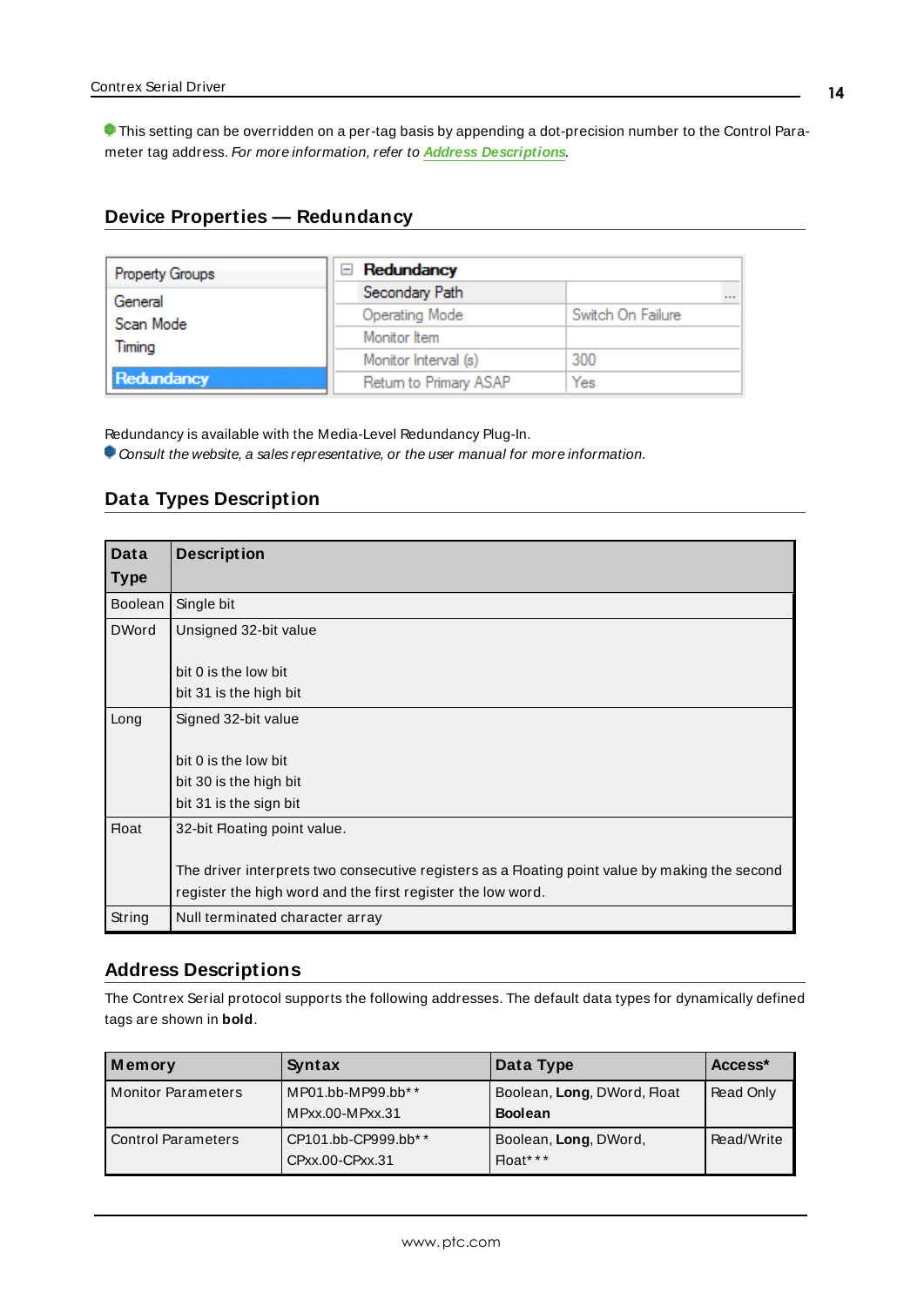This setting can be overridden on a per-tag basis by appending a dot-precision number to the Control Parameter tag address. *For more information, refer to* ***Address Descriptions***.

## Device Properties — Redundancy

| Property Groups |
|---|
| General |
| Scan Mode |
| Timing |
| Redundancy |

| Redundancy | |
|---|---|
| Secondary Path | ... |
| Operating Mode | Switch On Failure |
| Monitor Item | |
| Monitor Interval (s) | 300 |
| Return to Primary ASAP | Yes |

Redundancy is available with the Media-Level Redundancy Plug-In.

*Consult the website, a sales representative, or the user manual for more information.*

## Data Types Description

| Data Type | Description |
|---|---|
| Boolean | Single bit |
| DWord | Unsigned 32-bit value<br><br>bit 0 is the low bit<br>bit 31 is the high bit |
| Long | Signed 32-bit value<br><br>bit 0 is the low bit<br>bit 30 is the high bit<br>bit 31 is the sign bit |
| Float | 32-bit Floating point value.<br><br>The driver interprets two consecutive registers as a Floating point value by making the second register the high word and the first register the low word. |
| String | Null terminated character array |

## Address Descriptions

The Contrex Serial protocol supports the following addresses. The default data types for dynamically defined tags are shown in **bold**.

| Memory | Syntax | Data Type | Access* |
|---|---|---|---|
| Monitor Parameters | MP01.bb-MP99.bb**<br>MPxx.00-MPxx.31 | Boolean, **Long**, DWord, Float<br>**Boolean** | Read Only |
| Control Parameters | CP101.bb-CP999.bb**<br>CPxx.00-CPxx.31 | Boolean, **Long**, DWord,<br>Float*** | Read/Write |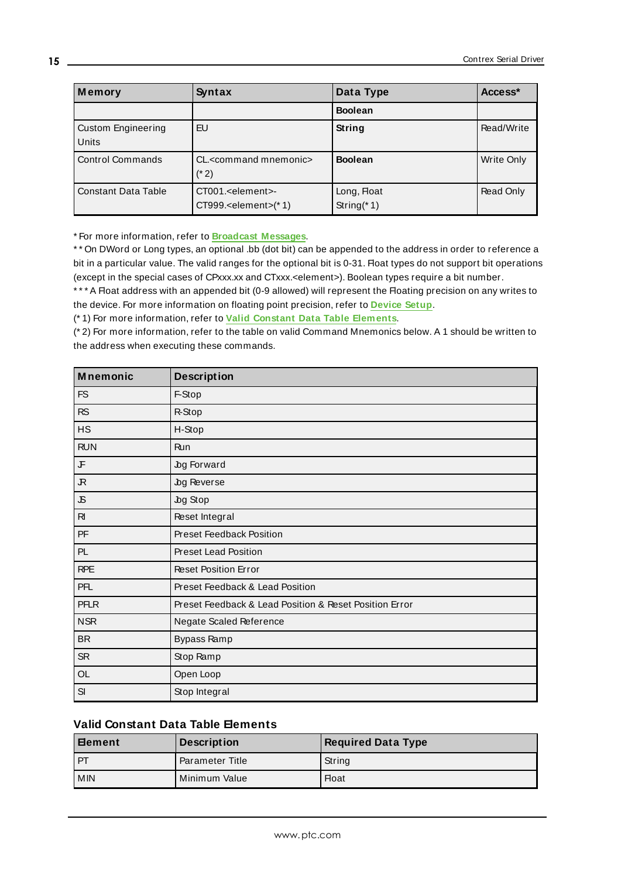| Memory | Syntax | Data Type | Access* |
|---|---|---|---|
| | | **Boolean** | |
| Custom Engineering Units | EU | **String** | Read/Write |
| Control Commands | CL.<command mnemonic> (*2) | **Boolean** | Write Only |
| Constant Data Table | CT001.<element>-CT999.<element>(*1) | Long, Float String(*1) | Read Only |

* For more information, refer to **Broadcast Messages**.
** On DWord or Long types, an optional .bb (dot bit) can be appended to the address in order to reference a bit in a particular value. The valid ranges for the optional bit is 0-31. Float types do not support bit operations (except in the special cases of CPxxx.xx and CTxxx.<element>). Boolean types require a bit number.
*** A Float address with an appended bit (0-9 allowed) will represent the Floating precision on any writes to the device. For more information on floating point precision, refer to **Device Setup**.
(*1) For more information, refer to **Valid Constant Data Table Elements**.
(*2) For more information, refer to the table on valid Command Mnemonics below. A 1 should be written to the address when executing these commands.

| Mnemonic | Description |
|---|---|
| FS | F-Stop |
| RS | R-Stop |
| HS | H-Stop |
| RUN | Run |
| JF | Jog Forward |
| JR | Jog Reverse |
| JS | Jog Stop |
| RI | Reset Integral |
| PF | Preset Feedback Position |
| PL | Preset Lead Position |
| RPE | Reset Position Error |
| PFL | Preset Feedback & Lead Position |
| PFLR | Preset Feedback & Lead Position & Reset Position Error |
| NSR | Negate Scaled Reference |
| BR | Bypass Ramp |
| SR | Stop Ramp |
| OL | Open Loop |
| SI | Stop Integral |

### Valid Constant Data Table Elements

| Element | Description | Required Data Type |
|---|---|---|
| PT | Parameter Title | String |
| MIN | Minimum Value | Float |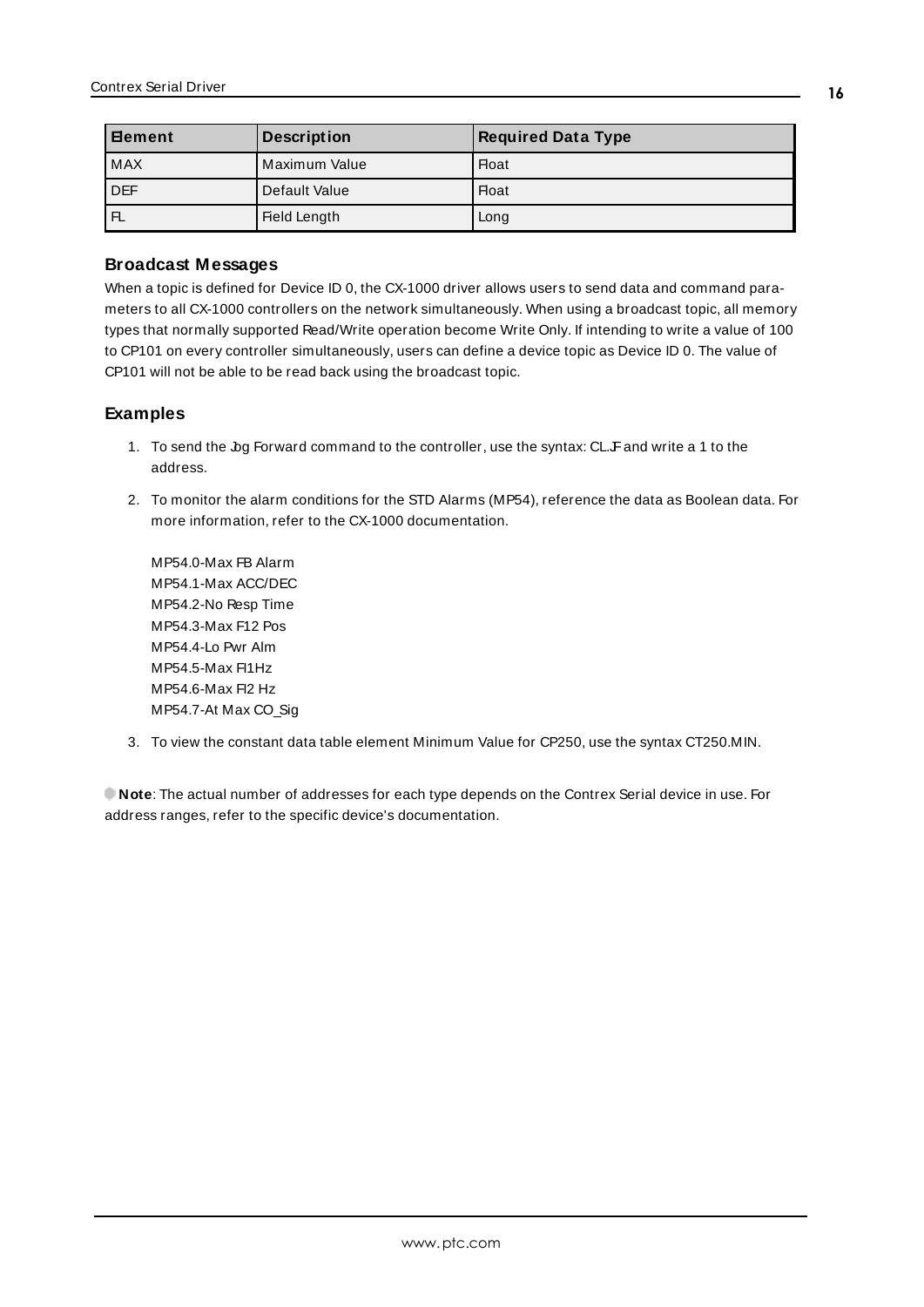| Element | Description | Required Data Type |
|---|---|---|
| MAX | Maximum Value | Float |
| DEF | Default Value | Float |
| FL | Field Length | Long |

### Broadcast Messages

When a topic is defined for Device ID 0, the CX-1000 driver allows users to send data and command parameters to all CX-1000 controllers on the network simultaneously. When using a broadcast topic, all memory types that normally supported Read/Write operation become Write Only. If intending to write a value of 100 to CP101 on every controller simultaneously, users can define a device topic as Device ID 0. The value of CP101 will not be able to be read back using the broadcast topic.

## Examples

1. To send the Jog Forward command to the controller, use the syntax: CL.JF and write a 1 to the address.
2. To monitor the alarm conditions for the STD Alarms (MP54), reference the data as Boolean data. For more information, refer to the CX-1000 documentation.

   MP54.0-Max FB Alarm
   MP54.1-Max ACC/DEC
   MP54.2-No Resp Time
   MP54.3-Max F12 Pos
   MP54.4-Lo Pwr Alm
   MP54.5-Max FI1Hz
   MP54.6-Max FI2 Hz
   MP54.7-At Max CO_Sig

3. To view the constant data table element Minimum Value for CP250, use the syntax CT250.MIN.

**Note**: The actual number of addresses for each type depends on the Contrex Serial device in use. For address ranges, refer to the specific device's documentation.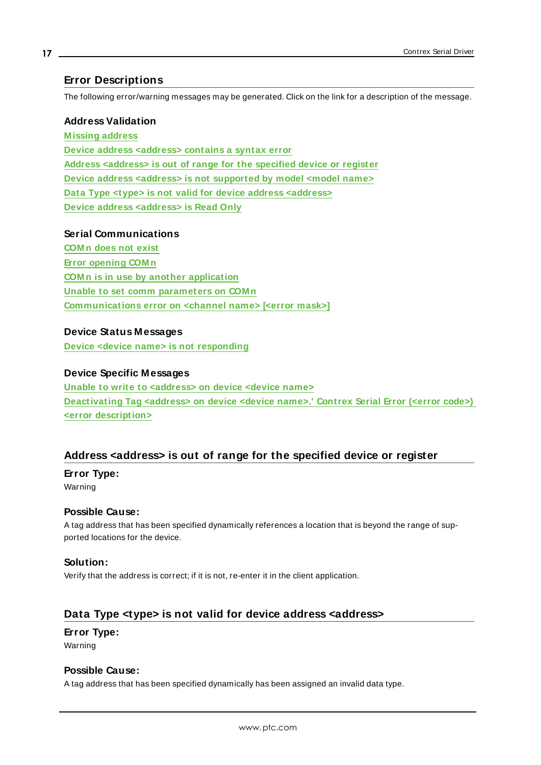## Error Descriptions

The following error/warning messages may be generated. Click on the link for a description of the message.

### Address Validation

Missing address
Device address <address> contains a syntax error
Address <address> is out of range for the specified device or register
Device address <address> is not supported by model <model name>
Data Type <type> is not valid for device address <address>
Device address <address> is Read Only

### Serial Communications

COMn does not exist
Error opening COMn
COMn is in use by another application
Unable to set comm parameters on COMn
Communications error on <channel name> [<error mask>]

### Device Status Messages

Device <device name> is not responding

### Device Specific Messages

Unable to write to <address> on device <device name>
Deactivating Tag <address> on device <device name>.' Contrex Serial Error (<error code>) <error description>

## Address <address> is out of range for the specified device or register

**Error Type:**
Warning

**Possible Cause:**
A tag address that has been specified dynamically references a location that is beyond the range of supported locations for the device.

**Solution:**
Verify that the address is correct; if it is not, re-enter it in the client application.

## Data Type <type> is not valid for device address <address>

**Error Type:**
Warning

**Possible Cause:**
A tag address that has been specified dynamically has been assigned an invalid data type.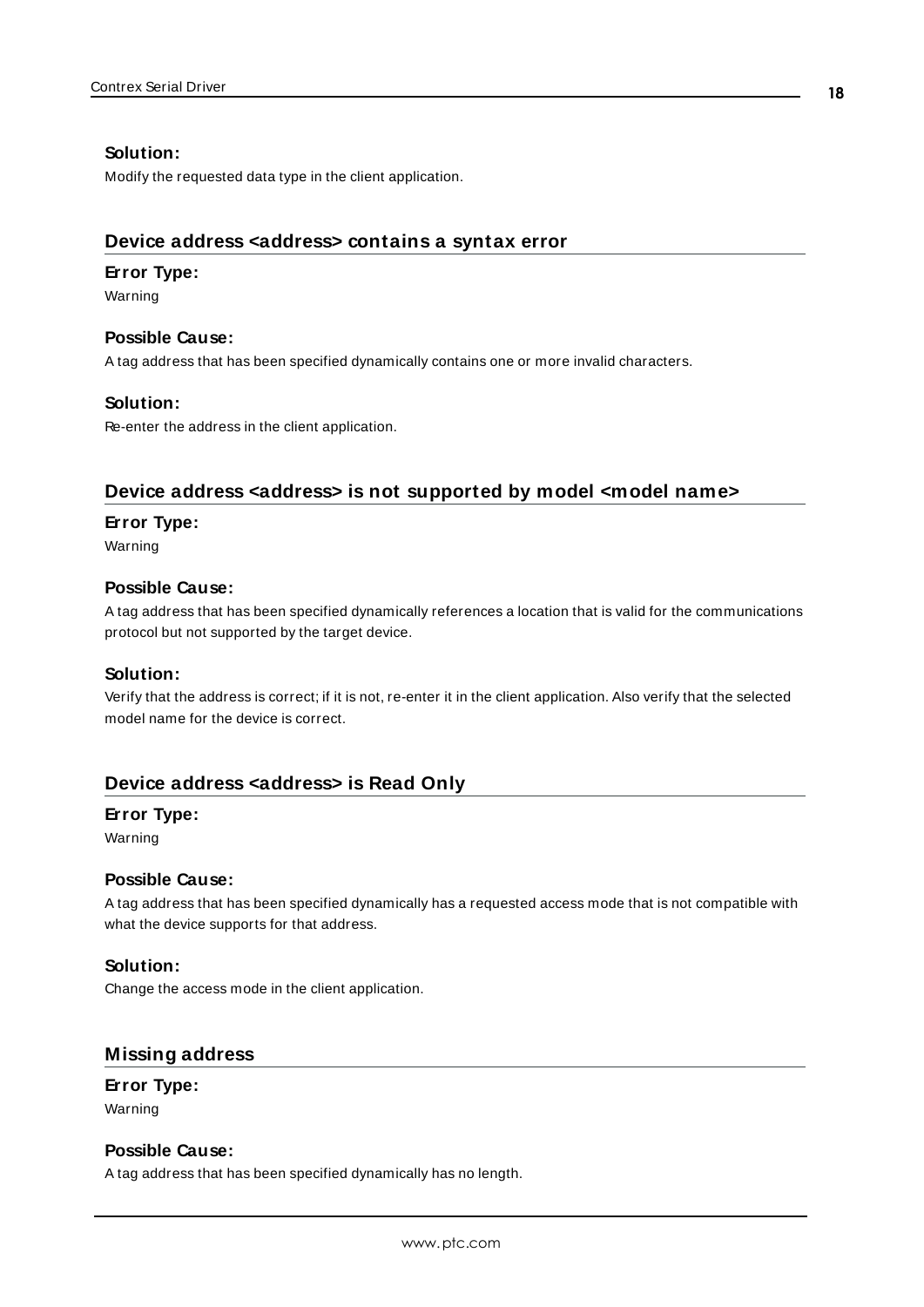**Solution:**

Modify the requested data type in the client application.

## Device address <address> contains a syntax error

**Error Type:**

Warning

**Possible Cause:**

A tag address that has been specified dynamically contains one or more invalid characters.

**Solution:**

Re-enter the address in the client application.

## Device address <address> is not supported by model <model name>

**Error Type:**

Warning

**Possible Cause:**

A tag address that has been specified dynamically references a location that is valid for the communications protocol but not supported by the target device.

**Solution:**

Verify that the address is correct; if it is not, re-enter it in the client application. Also verify that the selected model name for the device is correct.

## Device address <address> is Read Only

**Error Type:**

Warning

**Possible Cause:**

A tag address that has been specified dynamically has a requested access mode that is not compatible with what the device supports for that address.

**Solution:**

Change the access mode in the client application.

## Missing address

**Error Type:**

Warning

**Possible Cause:**

A tag address that has been specified dynamically has no length.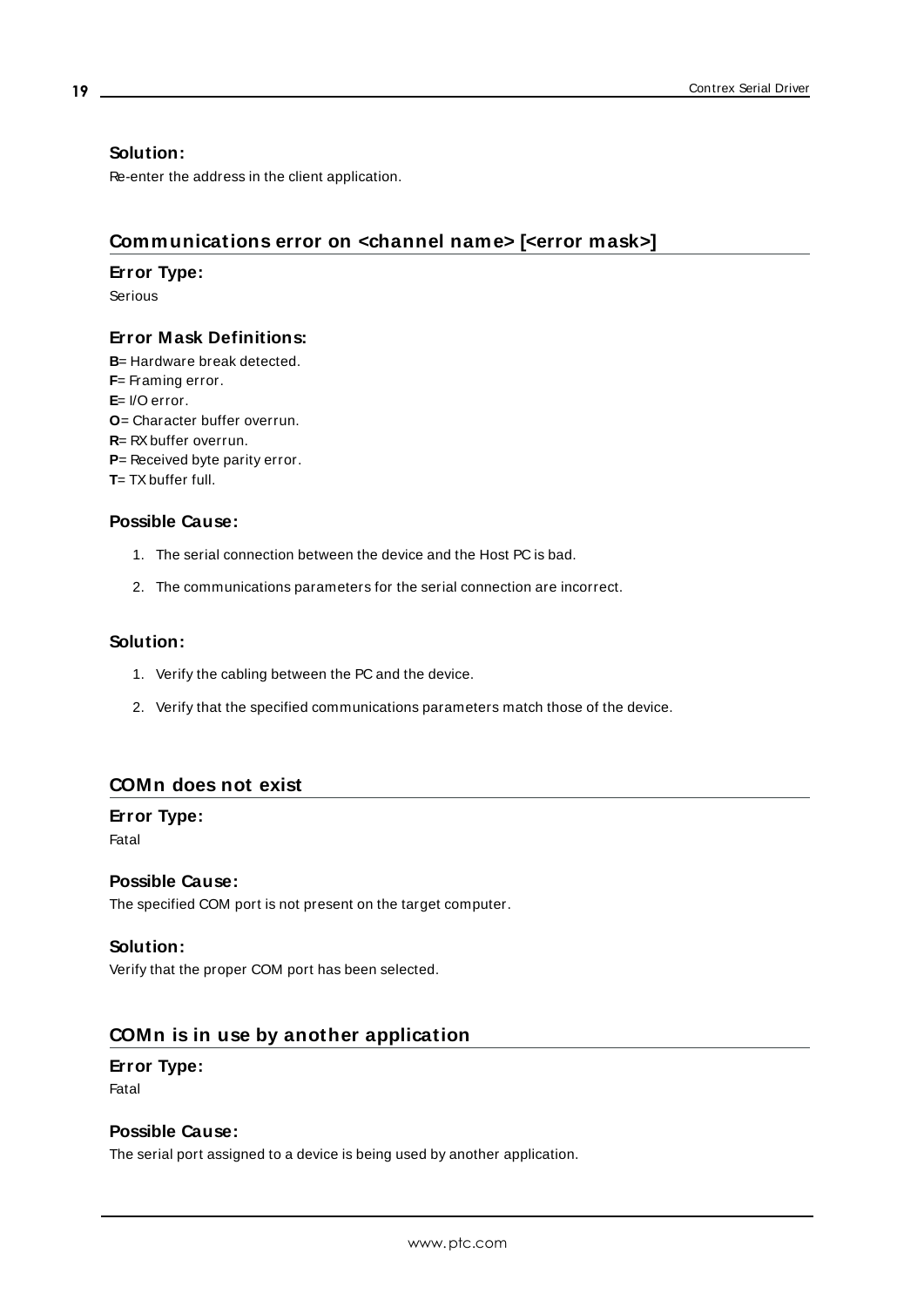#### Solution:

Re-enter the address in the client application.

### Communications error on <channel name> [<error mask>]

#### Error Type:

Serious

#### Error Mask Definitions:

**B**= Hardware break detected.
**F**= Framing error.
**E**= I/O error.
**O**= Character buffer overrun.
**R**= RX buffer overrun.
**P**= Received byte parity error.
**T**= TX buffer full.

#### Possible Cause:

1. The serial connection between the device and the Host PC is bad.
2. The communications parameters for the serial connection are incorrect.

#### Solution:

1. Verify the cabling between the PC and the device.
2. Verify that the specified communications parameters match those of the device.

### COMn does not exist

#### Error Type:

Fatal

#### Possible Cause:

The specified COM port is not present on the target computer.

#### Solution:

Verify that the proper COM port has been selected.

### COMn is in use by another application

#### Error Type:

Fatal

#### Possible Cause:

The serial port assigned to a device is being used by another application.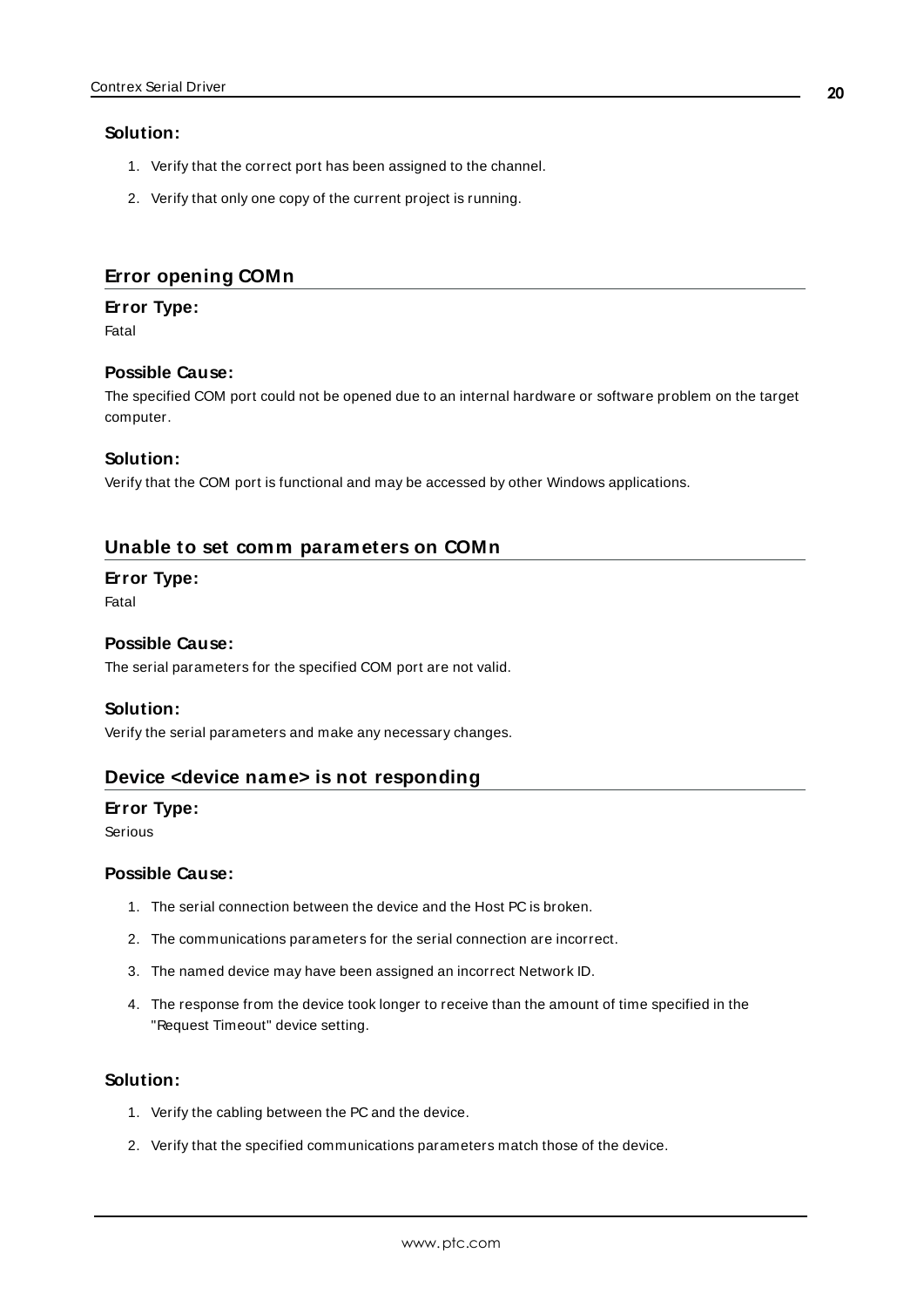### Solution:

1. Verify that the correct port has been assigned to the channel.
2. Verify that only one copy of the current project is running.

## Error opening COMn

### Error Type:

Fatal

### Possible Cause:

The specified COM port could not be opened due to an internal hardware or software problem on the target computer.

### Solution:

Verify that the COM port is functional and may be accessed by other Windows applications.

## Unable to set comm parameters on COMn

### Error Type:

Fatal

### Possible Cause:

The serial parameters for the specified COM port are not valid.

### Solution:

Verify the serial parameters and make any necessary changes.

## Device <device name> is not responding

### Error Type:

Serious

### Possible Cause:

1. The serial connection between the device and the Host PC is broken.
2. The communications parameters for the serial connection are incorrect.
3. The named device may have been assigned an incorrect Network ID.
4. The response from the device took longer to receive than the amount of time specified in the "Request Timeout" device setting.

### Solution:

1. Verify the cabling between the PC and the device.
2. Verify that the specified communications parameters match those of the device.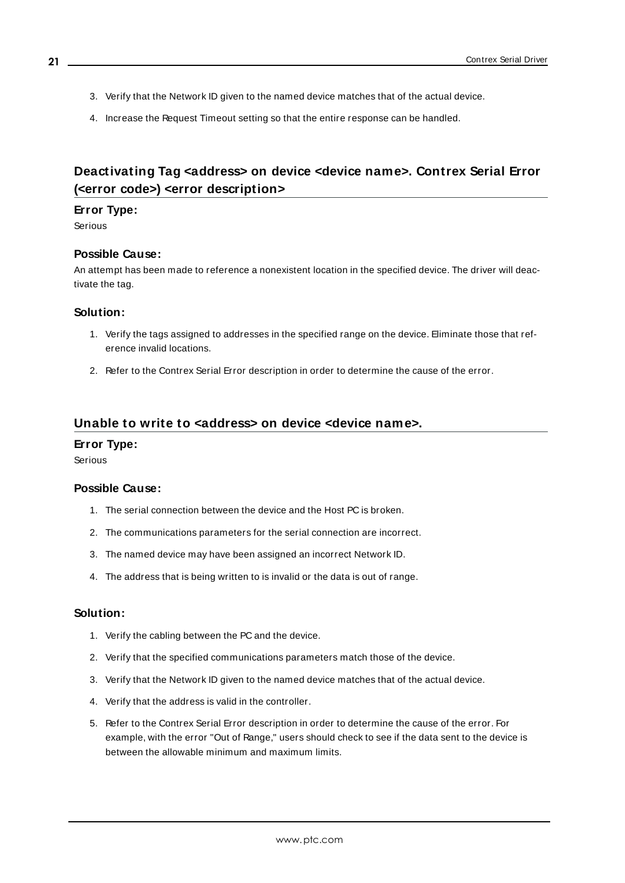3. Verify that the Network ID given to the named device matches that of the actual device.
4. Increase the Request Timeout setting so that the entire response can be handled.

## Deactivating Tag <address> on device <device name>. Contrex Serial Error (<error code>) <error description>

### Error Type:

Serious

### Possible Cause:

An attempt has been made to reference a nonexistent location in the specified device. The driver will deactivate the tag.

### Solution:

1. Verify the tags assigned to addresses in the specified range on the device. Eliminate those that reference invalid locations.
2. Refer to the Contrex Serial Error description in order to determine the cause of the error.

## Unable to write to <address> on device <device name>.

### Error Type:

Serious

### Possible Cause:

1. The serial connection between the device and the Host PC is broken.
2. The communications parameters for the serial connection are incorrect.
3. The named device may have been assigned an incorrect Network ID.
4. The address that is being written to is invalid or the data is out of range.

### Solution:

1. Verify the cabling between the PC and the device.
2. Verify that the specified communications parameters match those of the device.
3. Verify that the Network ID given to the named device matches that of the actual device.
4. Verify that the address is valid in the controller.
5. Refer to the Contrex Serial Error description in order to determine the cause of the error. For example, with the error "Out of Range," users should check to see if the data sent to the device is between the allowable minimum and maximum limits.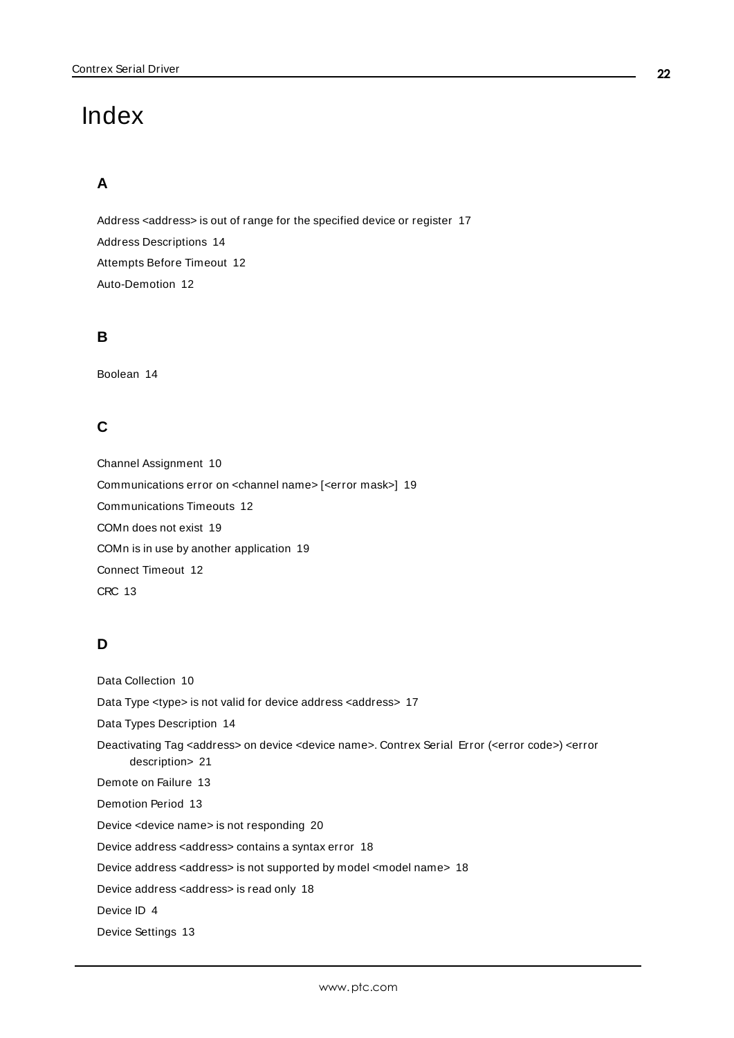# Index

## A

Address <address> is out of range for the specified device or register 17

Address Descriptions 14

Attempts Before Timeout 12

Auto-Demotion 12

## B

Boolean 14

## C

Channel Assignment 10

Communications error on <channel name> [<error mask>] 19

Communications Timeouts 12

COMn does not exist 19

COMn is in use by another application 19

Connect Timeout 12

CRC 13

## D

Data Collection 10

Data Type <type> is not valid for device address <address> 17

Data Types Description 14

Deactivating Tag <address> on device <device name>. Contrex Serial Error (<error code>) <error description> 21

Demote on Failure 13

Demotion Period 13

Device <device name> is not responding 20

Device address <address> contains a syntax error 18

Device address <address> is not supported by model <model name> 18

Device address <address> is read only 18

Device ID 4

Device Settings 13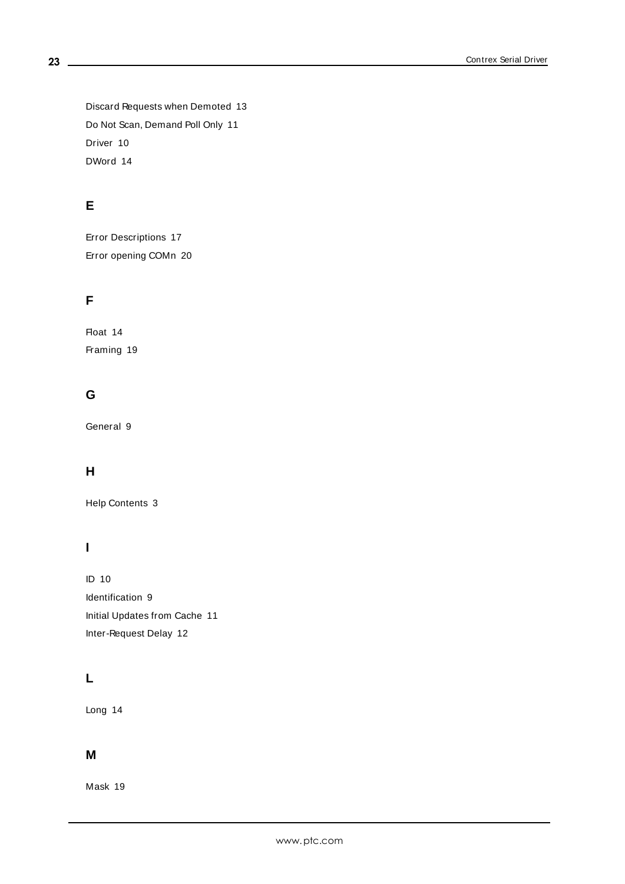Discard Requests when Demoted 13

Do Not Scan, Demand Poll Only 11

Driver 10

DWord 14

## E

Error Descriptions 17

Error opening COMn 20

## F

Float 14

Framing 19

## G

General 9

## H

Help Contents 3

## I

ID 10

Identification 9

Initial Updates from Cache 11

Inter-Request Delay 12

## L

Long 14

## M

Mask 19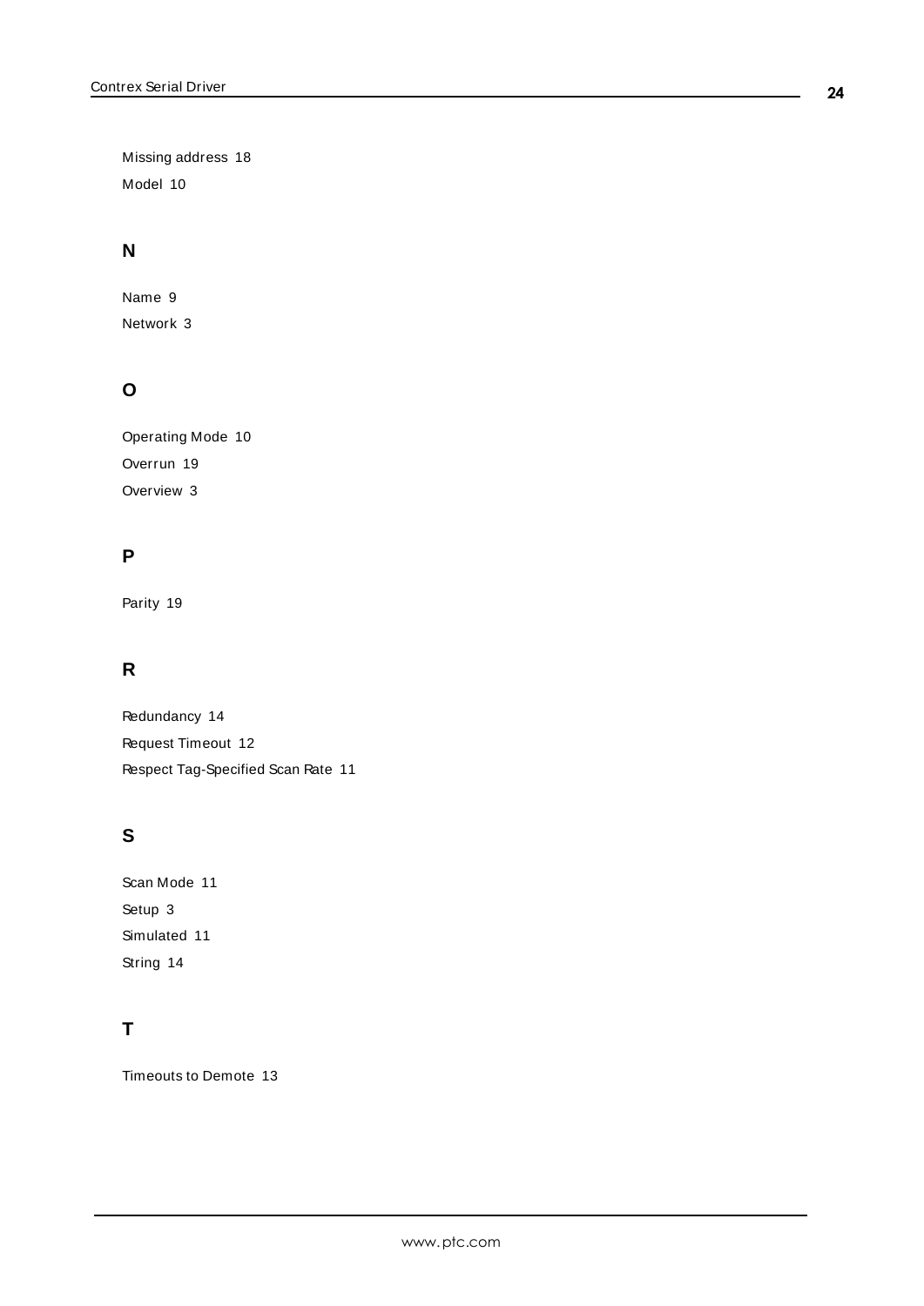Missing address 18

Model 10

## N

Name 9

Network 3

## O

Operating Mode 10

Overrun 19

Overview 3

## P

Parity 19

## R

Redundancy 14

Request Timeout 12

Respect Tag-Specified Scan Rate 11

## S

Scan Mode 11

Setup 3

Simulated 11

String 14

## T

Timeouts to Demote 13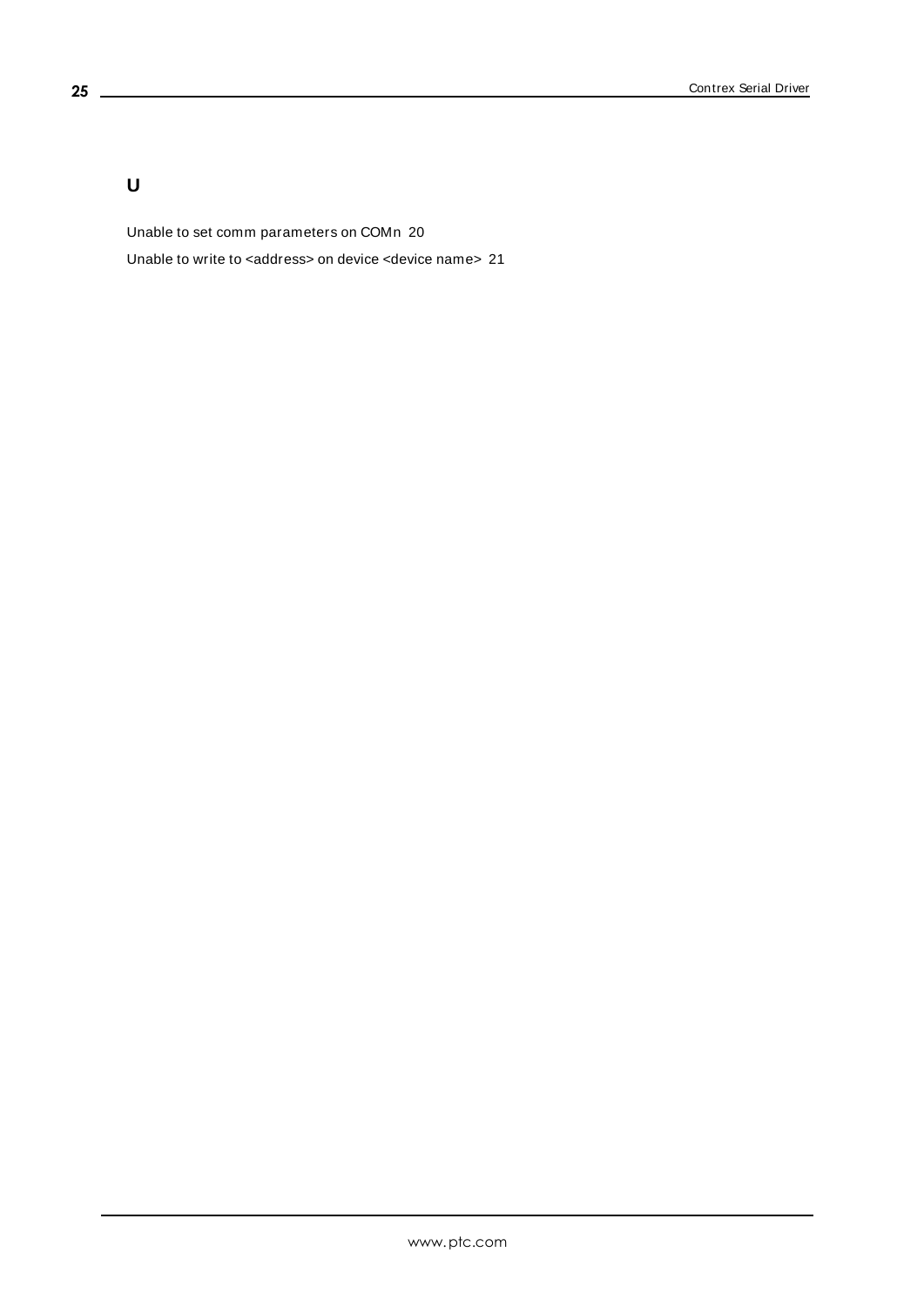# U

Unable to set comm parameters on COMn 20

Unable to write to <address> on device <device name> 21